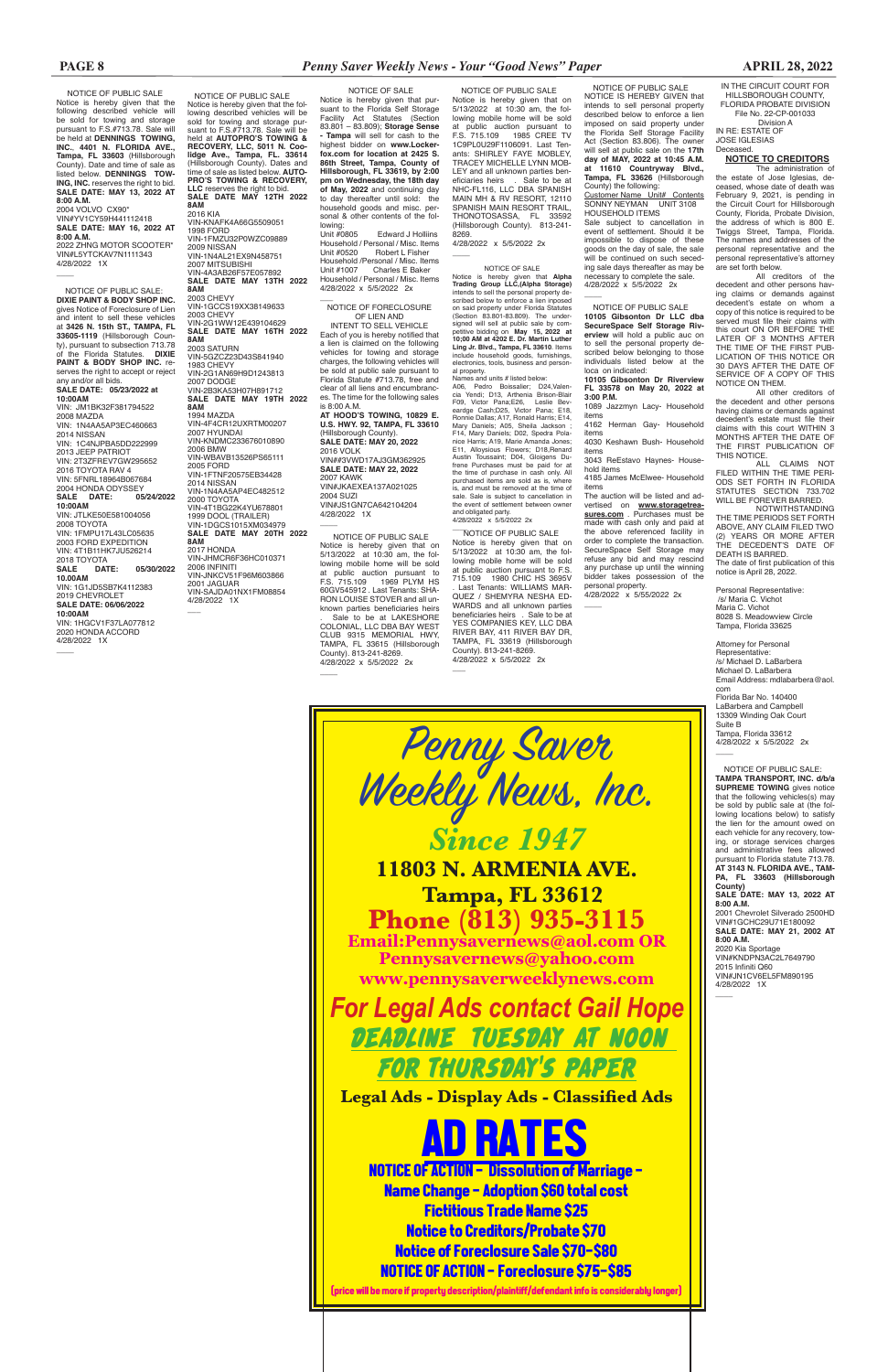NOTICE OF PUBLIC SALE

Notice is hereby given that the following described vehicle will be sold for towing and storage pursuant to F.S.#713.78. Sale will be held at **DENNINGS TOWING, INC., 4401 N. FLORIDA AVE., Tampa, FL 33603** (Hillsborough County). Date and time of sale as listed below. **DENNINGS TOWING, INC.** reserves the right to bid.

**SALE DATE: MAY 13, 2022 AT 8:00 A.M.**
2004 VOLVO CX90*
VIN#YV1CY59H441112418

**SALE DATE: MAY 16, 2022 AT 8:00 A.M.**
2022 ZHNG MOTOR SCOOTER*
VIN#L5YTCKAV7N1111343

4/28/2022 1X

NOTICE OF PUBLIC SALE: **DIXIE PAINT & BODY SHOP INC.** gives Notice of Foreclosure of Lien and intent to sell these vehicles at **3426 N. 15th ST., TAMPA, FL 33605-1119** (Hillsborough County), pursuant to subsection 713.78 of the Florida Statutes. **DIXIE PAINT & BODY SHOP INC.** reserves the right to accept or reject any and/or all bids.

**SALE DATE: 05/23/2022 at 10:00AM**
VIN: JM1BK32F381794522
2008 MAZDA
VIN: 1N4AA5AP3EC460663
2014 NISSAN
VIN: 1C4NJPBA5DD222999
2013 JEEP PATRIOT
VIN: 2T3ZFREV7GW295652
2016 TOYOTA RAV 4
VIN: 5FNRL18964B067684
2004 HONDA ODYSSEY

**SALE DATE: 05/24/2022 10:00AM**
VIN: JTLKE50E581004056
2008 TOYOTA
VIN: 1FMPU17L43LC05635
2003 FORD EXPEDITION
VIN: 4T1B11HK7JU526214
2018 TOYOTA

**SALE DATE: 05/30/2022 10.00AM**
VIN: 1G1JD5SB7K4112383
2019 CHEVROLET

**SALE DATE: 06/06/2022 10:00AM**
VIN: 1HGCV1F37LA077812
2020 HONDA ACCORD

4/28/2022 1X

NOTICE OF PUBLIC SALE

Notice is hereby given that the following described vehicles will be sold for towing and storage pursuant to F.S.#713.78. Sale will be held at **AUTOPRO'S TOWING & RECOVERY, LLC, 5011 N. Coolidge Ave., Tampa, FL 33614** (Hillsborough County). Dates and time of sale as listed below. **AUTOPRO'S TOWING & RECOVERY, LLC** reserves the right to bid.

**SALE DATE MAY 12TH 2022 8AM**
2016 KIA
VIN-KNAFK4A66G5509051
1998 FORD
VIN-1FMZU32P0WZC09889
2009 NISSAN
VIN-1N4AL21EX9N458751
2007 MITSUBISHI
VIN-4A3AB26F57E057892

**SALE DATE MAY 13TH 2022 8AM**
2003 CHEVY
VIN-1GCCS19XX38149633
2003 CHEVY
VIN-2G1WW12E439104629

**SALE DATE MAY 16TH 2022 8AM**
2003 SATURN
VIN-5GZCZ23D43S841940
1983 CHEVY
VIN-2G1AN69H9D1243813
2007 DODGE
VIN-2B3KA53H07H891712

**SALE DATE MAY 19TH 2022 8AM**
1994 MAZDA
VIN-4F4CR12UXRTM00207
2007 HYUNDAI
VIN-KNDMC233676010890
2006 BMW
VIN-WBAVB13526PS65111
2005 FORD
VIN-1FTNF20575EB34428
2014 NISSAN
VIN-1N4AA5AP4EC482512
2000 TOYOTA
VIN-4T1BG22K4YU678801
1999 DOOL (TRAILER)
VIN-1DGCS1015XM034979

**SALE DATE MAY 20TH 2022 8AM**
2017 HONDA
VIN-JHMCR6F36HC010371
2006 INFINITI
VIN-JNKCV51F96M603866
2001 JAGUAR
VIN-SAJDA01NX1FM08854

4/28/2022 1X

NOTICE OF SALE

Notice is hereby given that pursuant to the Florida Self Storage Facility Act Statutes (Section 83.801 – 83.809); **Storage Sense - Tampa** will sell for cash to the highest bidder on **www.Lockerfox.com for location at 2425 S. 86th Street, Tampa, County of Hillsborough, FL 33619, by 2:00 pm on Wednesday, the 18th day of May, 2022** and continuing day to day thereafter until sold: the household goods and misc. personal & other contents of the following:

Unit #0805 Edward J Holllins Household / Personal / Misc. Items
Unit #0520 Robert L Fisher Household /Personal / Misc. Items
Unit #1007 Charles E Baker Household / Personal / Misc. Items

4/28/2022 x 5/5/2022 2x

NOTICE OF FORECLOSURE OF LIEN AND INTENT TO SELL VEHICLE

Each of you is hereby notified that a lien is claimed on the following vehicles for towing and storage charges, the following vehicles will be sold at public sale pursuant to Florida Statute #713.78, free and clear of all liens and encumbrances. The time for the following sales is 8:00 A.M.

**AT HOOD'S TOWING, 10829 E. U.S. HWY. 92, TAMPA, FL 33610** (Hillsborough County).

**SALE DATE: MAY 20, 2022**
2016 VOLK
VIN##3VWD17AJ3GM362925

**SALE DATE: MAY 22, 2022**
2007 KAWK
VIN#JKAEXEA137A021025
2004 SUZI
VIN#JS1GN7CA642104204

4/28/2022 1X

NOTICE OF PUBLIC SALE

Notice is hereby given that on 5/13/2022 at 10:30 am, the following mobile home will be sold at public auction pursuant to F.S. 715.109 1969 PLYM HS 60GV545912 . Last Tenants: SHARON LOUISE STOVER and all unknown parties beneficiaries heirs . Sale to be at LAKESHORE COLONIAL, LLC DBA BAY WEST CLUB 9315 MEMORIAL HWY, TAMPA, FL 33615 (Hillsborough County). 813-241-8269.

4/28/2022 x 5/5/2022 2x

NOTICE OF PUBLIC SALE

Notice is hereby given that on 5/13/2022 at 10:30 am, the following mobile home will be sold at public auction pursuant to F.S. 715.109 1985 CREE TV 1C9PL0U29F1106091. Last Tenants: SHIRLEY FAYE MOBLEY, TRACEY MICHELLE LYNN MOBLEY and all unknown parties beneficiaries heirs . Sale to be at NHC-FL116, LLC DBA SPANISH MAIN MH & RV RESORT, 12110 SPANISH MAIN RESORT TRAIL, THONOTOSASSA, FL 33592 (Hillsborough County). 813-241-8269.

4/28/2022 x 5/5/2022 2x

NOTICE OF SALE

Notice is hereby given that **Alpha Trading Group LLC.(Alpha Storage)** intends to sell the personal property described below to enforce a lien imposed on said property under Florida Statutes (Section 83.801-83.809). The undersigned will sell at public sale by competitive bidding on **May 15, 2022 at 10;00 AM at 4202 E. Dr. Martin Luther Ling Jr. Blvd., Tampa, FL 33610**. Items include household goods, furnishings, electronics, tools, business and personal property.

Names and units # listed below:
A06, Pedro Boissalier; D24,Valencia Yendi; D13, Arthenia Brison-Blair F09, Victor Pana;E26, Leslie Beveardge Cash;D25, Victor Pana; E18, Ronnie Dallas; A17, Ronald Harris; E14, Mary Daniels; A05, Sheila Jackson ; F14, Mary Daniels; D02, Spedra Polanice Harris; A19, Marie Amanda Jones; E11, Aloysious Flowers; D18,Renard Austin Toussant; D04, Gloigens Dufrene Purchases must be paid for at the time of purchase in cash only. All purchased items are sold as is, where is, and must be removed at the time of sale. Sale is subject to cancellation in the event of settlement between owner and obligated party.

4/28/2022 x 5/5/2022 2x

NOTICE OF PUBLIC SALE

Notice is hereby given that on 5/13/2022 at 10:30 am, the following mobile home will be sold at public auction pursuant to F.S. 715.109 1980 CHIC HS 3695V . Last Tenants: WILLIAMS MARQUEZ / SHEMYRA NESHA EDWARDS and all unknown parties beneficiaries heirs . Sale to be at YES COMPANIES KEY, LLC DBA RIVER BAY, 411 RIVER BAY DR, TAMPA, FL 33619 (Hillsborough County). 813-241-8269.

4/28/2022 x 5/5/2022 2x

NOTICE OF PUBLIC SALE

NOTICE IS HEREBY GIVEN that intends to sell personal property described below to enforce a lien imposed on said property under the Florida Self Storage Facility Act (Section 83.806). The owner will sell at public sale on the **17th day of MAY, 2022 at 10:45 A.M. at 11610 Countryway Blvd., Tampa, FL 33626** (Hillsborough County) the following:

Customer Name Unit# Contents
SONNY NEYMAN UNIT 3108 HOUSEHOLD ITEMS

Sale subject to cancellation in event of settlement. Should it be impossible to dispose of these goods on the day of sale, the sale will be continued on such seceding sale days thereafter as may be necessary to complete the sale.

4/28/2022 x 5/5/2022 2x

NOTICE OF PUBLIC SALE

**10105 Gibsonton Dr LLC dba SecureSpace Self Storage Riverview** will hold a public auc on to sell the personal property described below belonging to those individuals listed below at the loca on indicated:

**10105 Gibsonton Dr Riverview FL 33578 on May 20, 2022 at 3:00 P.M.**

1089 Jazzmyn Lacy- Household items
4162 Herman Gay- Household items
4030 Keshawn Bush- Household items
3043 ReEstavo Haynes- Household items
4185 James McElwee- Household items

The auction will be listed and advertised on **www.storagetreasures.com** . Purchases must be made with cash only and paid at the above referenced facility in order to complete the transaction. SecureSpace Self Storage may refuse any bid and may rescind any purchase up until the winning bidder takes possession of the personal property.

4/28/2022 x 5/55/2022 2x

IN THE CIRCUIT COURT FOR HILLSBOROUGH COUNTY, FLORIDA PROBATE DIVISION
File No. 22-CP-001033
Division A
IN RE: ESTATE OF JOSE IGLESIAS
Deceased.

**NOTICE TO CREDITORS**

The administration of the estate of Jose Iglesias, deceased, whose date of death was February 9, 2021, is pending in the Circuit Court for Hillsborough County, Florida, Probate Division, the address of which is 800 E. Twiggs Street, Tampa, Florida. The names and addresses of the personal representative and the personal representative's attorney are set forth below.

All creditors of the decedent and other persons having claims or demands against decedent's estate on whom a copy of this notice is required to be served must file their claims with this court ON OR BEFORE THE LATER OF 3 MONTHS AFTER THE TIME OF THE FIRST PUBLICATION OF THIS NOTICE OR 30 DAYS AFTER THE DATE OF SERVICE OF A COPY OF THIS NOTICE ON THEM.

All other creditors of the decedent and other persons having claims or demands against decedent's estate must file their claims with this court WITHIN 3 MONTHS AFTER THE DATE OF THE FIRST PUBLICATION OF THIS NOTICE.

ALL CLAIMS NOT FILED WITHIN THE TIME PERIODS SET FORTH IN FLORIDA STATUTES SECTION 733.702 WILL BE FOREVER BARRED.

NOTWITHSTANDING THE TIME PERIODS SET FORTH ABOVE, ANY CLAIM FILED TWO (2) YEARS OR MORE AFTER THE DECEDENT'S DATE OF DEATH IS BARRED.

The date of first publication of this notice is April 28, 2022.

Personal Representative:
/s/ Maria C. Vichot
Maria C. Vichot
8028 S. Meadowview Circle
Tampa, Florida 33625

Attorney for Personal Representative:
/s/ Michael D. LaBarbera
Michael D. LaBarbera
Email Address: mdlabarbera@aol.com
Florida Bar No. 140400
LaBarbera and Campbell
13309 Winding Oak Court
Suite B
Tampa, Florida 33612

4/28/2022 x 5/5/2022 2x

NOTICE OF PUBLIC SALE: **TAMPA TRANSPORT, INC. d/b/a SUPREME TOWING** gives notice that the following vehicle(s) may be sold by public sale at (the following locations below) to satisfy the lien for the amount owed on each vehicle for any recovery, towing, or storage services charges and administrative fees allowed pursuant to Florida statute 713.78. **AT 3143 N. FLORIDA AVE., TAMPA, FL 33603 (Hillsborough County)**

**SALE DATE: MAY 13, 2022 AT 8:00 A.M.**
2001 Chevrolet Silverado 2500HD
VIN#1GCHC29U71E180092

**SALE DATE: MAY 21, 2002 AT 8:00 A.M.**
2020 Kia Sportage
VIN#KNDPN3AC2L7649790
2015 Infiniti Q60
VIN#JN1CV6EL5FM890195

4/28/2022 1X

# Penny Saver Weekly News, Inc.

## Since 1947

**11803 N. ARMENIA AVE.**
**Tampa, FL 33612**
**Phone (813) 935-3115**
**Email:Pennysavernews@aol.com OR Pennysavernews@yahoo.com**
**www.pennysaverweeklynews.com**

***For Legal Ads contact Gail Hope***

**DEADLINE TUESDAY AT NOON FOR THURSDAY'S PAPER**

**Legal Ads - Display Ads - Classified Ads**

## AD RATES

**NOTICE OF ACTION - Dissolution of Marriage - Name Change - Adoption $60 total cost**
**Fictitious Trade Name $25**
**Notice to Creditors/Probate $70**
**Notice of Foreclosure Sale $70-$80**
**NOTICE OF ACTION - Foreclosure $75-$85**

(price will be more if property description/plaintiff/defendant info is considerably longer)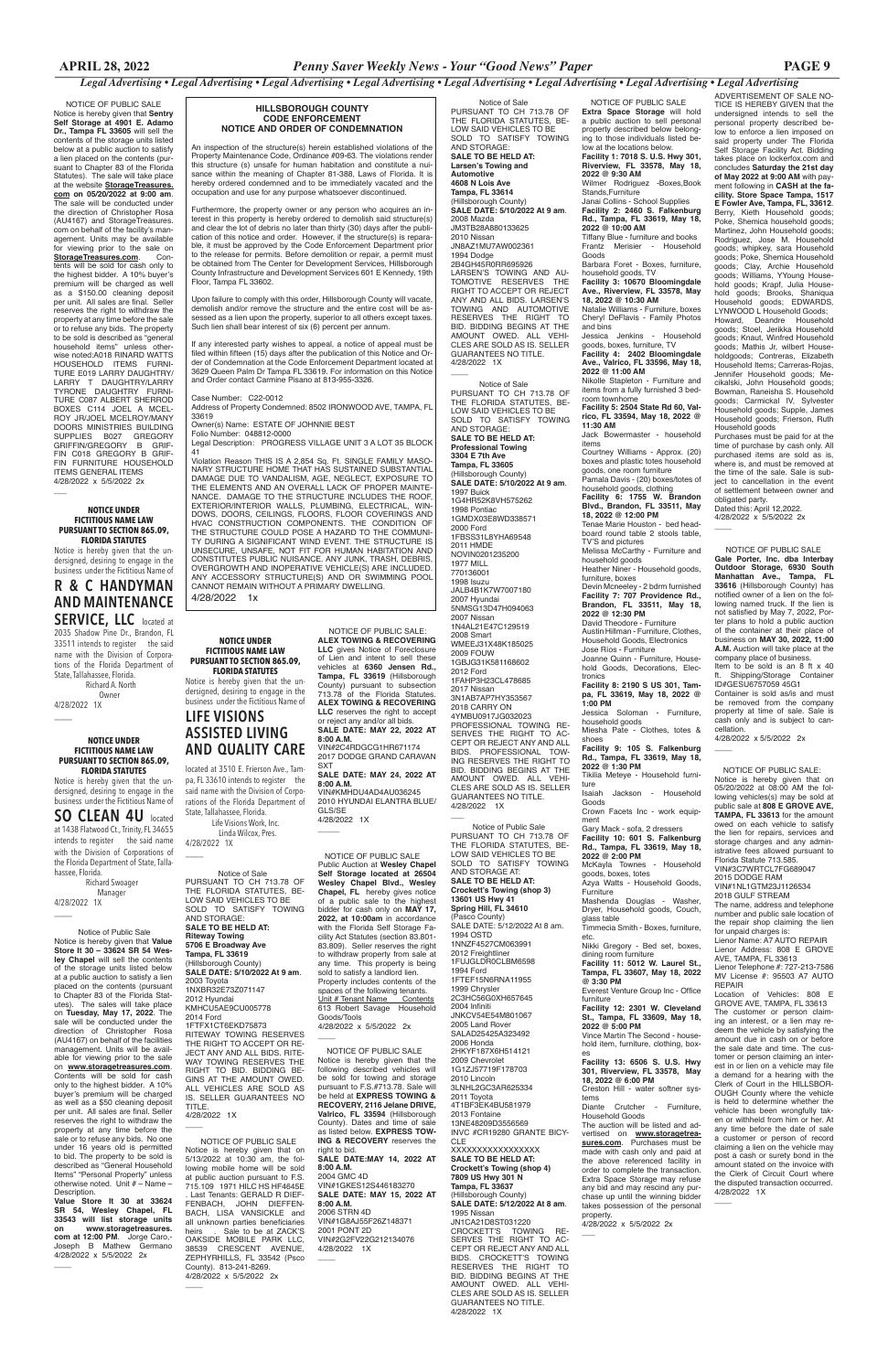NOTICE OF PUBLIC SALE

Notice is hereby given that **Sentry Self Storage at 4901 E. Adamo Dr., Tampa FL 33605** will sell the contents of the storage units listed below at a public auction to satisfy a lien placed on the contents (pursuant to Chapter 83 of the Florida Statutes). The sale will take place at the website **StorageTreasures.com on 05/20/2022 at 9:00 am**. The sale will be conducted under the direction of Christopher Rosa (AU4167) and StorageTreasures.com on behalf of the facility's management. Units may be available for viewing prior to the sale on **StorageTreasures.com**. Contents will be sold for cash only to the highest bidder. A 10% buyer's premium will be charged as well as a $150.00 cleaning deposit per unit. All sales are final. Seller reserves the right to withdraw the property at any time before the sale or to refuse any bids. The property to be sold is described as "general household items" unless otherwise noted:A018 RINARD WATTS HOUSEHOLD ITEMS FURNITURE E019 LARRY DAUGHTRY/ LARRY T DAUGHTRY/LARRY TYRONE DAUGHTRY FURNITURE O387 ALBERT SHERROD BOXES C114 JOEL A MCELROY JR/JOEL MCELROY/MANY DOORS MINISTRIES BUILDING SUPPLIES B027 GREGORY GRIFFIN/GREGORY B GRIFFIN C018 GREGORY B GRIFFIN FURNITURE HOUSEHOLD ITEMS GENERAL ITEMS
4/28/2022 x 5/5/2022 2x

**NOTICE UNDER FICTITIOUS NAME LAW PURSUANT TO SECTION 865.09, FLORIDA STATUTES**

Notice is hereby given that the undersigned, desiring to engage in the business under the Fictitious Name of

# R & C HANDYMAN AND MAINTENANCE SERVICE, LLC

located at 2035 Shadow Pine Dr., Brandon, FL 33511 intends to register the said name with the Division of Corporations of the Florida Department of State, Tallahassee, Florida.
Richard A. North
Owner
4/28/2022 1X

**NOTICE UNDER FICTITIOUS NAME LAW PURSUANT TO SECTION 865.09, FLORIDA STATUTES**

Notice is hereby given that the undersigned, desiring to engage in the business under the Fictitious Name of

# SO CLEAN 4U

located at 1438 Flatwood Ct., Trinity, FL 34655 intends to register the said name with the Division of Corporations of the Florida Department of State, Tallahassee, Florida.
Richard Swoager
Manager
4/28/2022 1X

Notice of Public Sale

Notice is hereby given that **Value Store It 30 – 33624 SR 54 Wesley Chapel** will sell the contents of the storage units listed below at a public auction to satisfy a lien placed on the contents (pursuant to Chapter 83 of the Florida Statutes). The sales will take place on **Tuesday, May 17, 2022**. The sale will be conducted under the direction of Christopher Rosa (AU4167) on behalf of the facilities management. Units will be available for viewing prior to the sale on **www.storagetreasures.com**. Contents will be sold for cash only to the highest bidder. A 10% buyer's premium will be charged as well as a $50 cleaning deposit per unit. All sales are final. Seller reserves the right to withdraw the property at any time before the sale or to refuse any bids. No one under 16 years old is permitted to bid. The property to be sold is described as "General Household Items" "Personal Property" unless otherwise noted. Unit # – Name – Description.
**Value Store It 30 at 33624 SR 54, Wesley Chapel, FL 33543 will list storage units on www.storagetreasures.com at 12:00 PM**. Jorge Caro,- Joseph B Mathew Germano
4/28/2022 x 5/5/2022 2x

**HILLSBOROUGH COUNTY CODE ENFORCEMENT NOTICE AND ORDER OF CONDEMNATION**

An inspection of the structure(s) herein established violations of the Property Maintenance Code, Ordinance #09-63. The violations render this structure (s) unsafe for human habitation and constitute a nuisance within the meaning of Chapter 81-388, Laws of Florida. It is hereby ordered condemned and to be immediately vacated and the occupation and use for any purpose whatsoever discontinued.

Furthermore, the property owner or any person who acquires an interest in this property is hereby ordered to demolish said structure(s) and clear the lot of debris no later than thirty (30) days after the publication of this notice and order. However, if the structure(s) is repairable, it must be approved by the Code Enforcement Department prior to the release for permits. Before demolition or repair, a permit must be obtained from The Center for Development Services, Hillsborough County Infrastructure and Development Services 601 E Kennedy, 19th Floor, Tampa FL 33602.

Upon failure to comply with this order, Hillsborough County will vacate, demolish and/or remove the structure and the entire cost will be assessed as a lien upon the property, superior to all others except taxes. Such lien shall bear interest of six (6) percent per annum.

If any interested party wishes to appeal, a notice of appeal must be filed within fifteen (15) days after the publication of this Notice and Order of Condemnation at the Code Enforcement Department located at 3629 Queen Palm Dr Tampa FL 33619. For information on this Notice and Order contact Carmine Pisano at 813-955-3326.

Case Number: C22-0012
Address of Property Condemned: 8502 IRONWOOD AVE, TAMPA, FL 33619
Owner(s) Name: ESTATE OF JOHNNIE BEST
Folio Number: 048812-0000
Legal Description: PROGRESS VILLAGE UNIT 3 A LOT 35 BLOCK 41
Violation Reason THIS IS A 2,854 Sq. Ft. SINGLE FAMILY MASONARY STRUCTURE HOME THAT HAS SUSTAINED SUBSTANTIAL DAMAGE DUE TO VANDALISM, AGE, NEGLECT, EXPOSURE TO THE ELEMENTS AND AN OVERALL LACK OF PROPER MAINTENANCE. DAMAGE TO THE STRUCTURE INCLUDES THE ROOF, EXTERIOR/INTERIOR WALLS, PLUMBING, ELECTRICAL, WINDOWS, DOORS, CEILINGS, FLOORS, FLOOR COVERINGS AND HVAC CONSTRUCTION COMPONENTS. THE CONDITION OF THE STRUCTURE COULD POSE A HAZARD TO THE COMMUNITY DURING A SIGNIFICANT WIND EVENT. THE STRUCTURE IS UNSECURE, UNSAFE, NOT FIT FOR HUMAN HABITATION AND CONSTITUTES PUBLIC NUISANCE. ANY JUNK, TRASH, DEBRIS, OVERGROWTH AND INOPERATIVE VEHICLE(S) ARE INCLUDED. ALSO ANY ACCESSORY STRUCTURE(S) AND OR SWIMMING POOL CANNOT REMAIN WITHOUT A PRIMARY DWELLING.
4/28/2022 1x

**NOTICE UNDER FICTITIOUS NAME LAW PURSUANT TO SECTION 865.09, FLORIDA STATUTES**

Notice is hereby given that the undersigned, desiring to engage in the business under the Fictitious Name of

# LIFE VISIONS ASSISTED LIVING AND QUALITY CARE

located at 3510 E. Frierson Ave., Tampa, FL 33610 intends to register the said name with the Division of Corporations of the Florida Department of State, Tallahassee, Florida.
Life Visions Work, Inc.
Linda Wilcox, Pres.
4/28/2022 1X

Notice of Sale
PURSUANT TO CH 713.78 OF THE FLORIDA STATUTES, BELOW SAID VEHICLES TO BE SOLD TO SATISFY TOWING AND STORAGE:
**SALE TO BE HELD AT: Riteway Towing 5706 E Broadway Ave Tampa, FL 33619**
(Hillsborough County)
**SALE DATE: 5/10/2022 At 9 am**.
2003 Toyota
1NXBR32E73Z071147
2012 Hyundai
KMHCU5AE9CU005778
2014 Ford
1FTFX1CT6EKD75873
RITEWAY TOWING RESERVES THE RIGHT TO ACCEPT OR REJECT ANY AND ALL BIDS. RITEWAY TOWING RESERVES THE RIGHT TO BID. BIDDING BEGINS AT THE AMOUNT OWED. ALL VEHICLES ARE SOLD AS IS. SELLER GUARANTEES NO TITLE.
4/28/2022 1X

NOTICE OF PUBLIC SALE
Notice is hereby given that on 5/13/2022 at 10:30 am, the following mobile home will be sold at public auction pursuant to F.S. 715.109 1971 HILC HS HF4645E . Last Tenants: GERALD R DIEFFENBACH, JOHN DIEFFENBACH, LISA VANSICKLE and all unknown parties beneficiaries heirs . Sale to be at ZACK'S OAKSIDE MOBILE PARK LLC, 38539 CRESCENT AVENUE, ZEPHYRHILLS, FL 33542 (Psco County). 813-241-8269.
4/28/2022 x 5/5/2022 2x

NOTICE OF PUBLIC SALE:
**ALEX TOWING & RECOVERING LLC** gives Notice of Foreclosure of Lien and intent to sell these vehicles at **6360 Jensen Rd., Tampa, FL 33619** (Hillsborough County) pursuant to subsection 713.78 of the Florida Statutes. **ALEX TOWING & RECOVERING LLC** reserves the right to accept or reject any and/or all bids.
**SALE DATE: MAY 22, 2022 AT 8:00 A.M.**
VIN#2C4RDGCG1HR671174
2017 DODGE GRAND CARAVAN SXT
**SALE DATE: MAY 24, 2022 AT 8:00 A.M.**
VIN#KMHD4AD4AU036245
2010 HYUNDAI ELANTRA BLUE/GLS/SE
4/28/2022 1X

NOTICE OF PUBLIC SALE
Public Auction at **Wesley Chapel Self Storage located at 26504 Wesley Chapel Blvd., Wesley Chapel, FL** hereby gives notice of a public sale to the highest bidder for cash only on **MAY 17, 2022, at 10:00am** in accordance with the Florida Self Storage Facility Act Statutes (section 83.801-83.809). Seller reserves the right to withdraw property from sale at any time. This property is being sold to satisfy a landlord lien. Property includes contents of the spaces of the following tenants.
Unit # Tenant Name Contents
613 Robert Savage Household Goods/Tools
4/28/2022 x 5/5/2022 2x

NOTICE OF PUBLIC SALE
Notice is hereby given that the following described vehicles will be sold for towing and storage pursuant to F.S.#713.78. Sale will be held at **EXPRESS TOWING & RECOVERY, 2116 Jelane DRIVE, Valrico, FL 33594** (Hillsborough County). Dates and time of sale as listed below. **EXPRESS TOWING & RECOVERY** reserves the right to bid.
**SALE DATE:MAY 14, 2022 AT 8:00 A.M.**
2004 GMC 4D
VIN#1GKES12S446183270
**SALE DATE: MAY 15, 2022 AT 8:00 A.M.**
2006 STRN 4D
VIN#1G8AJ55F26Z148371
2001 PONT 2D
VIN#2G2FV22G212134076
4/28/2022 1X

Notice of Sale
PURSUANT TO CH 713.78 OF THE FLORIDA STATUTES, BELOW SAID VEHICLES TO BE SOLD TO SATISFY TOWING AND STORAGE:
**SALE TO BE HELD AT: Larsen's Towing and Automotive 4608 N Lois Ave Tampa, FL 33614**
(Hillsborough County)
**SALE DATE: 5/10/2022 At 9 am**.
2008 Mazda
JM3TB28A880133625
2010 Nissan
JN8AZ1MU7AW002361
1994 Dodge
2B4GH45R0RR695926
LARSEN'S TOWING AND AUTOMOTIVE RESERVES THE RIGHT TO ACCEPT OR REJECT ANY AND ALL BIDS. LARSEN'S TOWING AND AUTOMOTIVE RESERVES THE RIGHT TO BID. BIDDING BEGINS AT THE AMOUNT OWED. ALL VEHICLES ARE SOLD AS IS. SELLER GUARANTEES NO TITLE.
4/28/2022 1X

Notice of Sale
PURSUANT TO CH 713.78 OF THE FLORIDA STATUTES, BELOW SAID VEHICLES TO BE SOLD TO SATISFY TOWING AND STORAGE:
**SALE TO BE HELD AT: Professional Towing 3304 E 7th Ave Tampa, FL 33605**
(Hillsborough County)
**SALE DATE: 5/10/2022 At 9 am**.
1997 Buick
1G4HR52K8VH575262
1998 Pontiac
1GMDX03E8WD338571
2000 Ford
1FBSS31L8YHA69548
2011 HMDE
NOVIN0201235200
1977 MILL
770136001
1998 Isuzu
JALB4B1K7W7007180
2007 Hyundai
5NMSG13D47H094063
2007 Nissan
1N4AL21E47C129519
2008 Smart
WMEEJ31X48K185025
2009 FOUW
1GBJG31K581168602
2012 Ford
1FAHP3H23CL478685
2017 Nissan
3N1AB7AP7HY353567
2018 CARRY ON
4YMBU0917JG032023
PROFESSIONAL TOWING RESERVES THE RIGHT TO ACCEPT OR REJECT ANY AND ALL BIDS. PROFESSIONAL TOWING RESERVES THE RIGHT TO BID. BIDDING BEGINS AT THE AMOUNT OWED. ALL VEHICLES ARE SOLD AS IS. SELLER GUARANTEES NO TITLE.
4/28/2022 1X

Notice of Public Sale
PURSUANT TO CH 713.78 OF THE FLORIDA STATUTES, BELOW SAID VEHICLES TO BE SOLD TO SATISFY TOWING AND STORAGE AT:
**SALE TO BE HELD AT: Crockett's Towing (shop 3) 13601 US Hwy 41 Spring Hill, FL 34610**
(Pasco County)
SALE DATE: 5/12/2022 At 8 am.
1994 OSTD
1NNZF4527CM063991
2012 Freightliner
1FUJGLDR0CLBM6598
1994 Ford
1FTEF15N6RNA11955
1999 Chrysler
2C3HC56G0XH657645
2004 Infiniti
JNKCV54E54M801067
2005 Land Rover
SALAD25425A323492
2006 Honda
2HKYF187X6H514121
2009 Chevrolet
1G1ZJ57719F178703
2010 Lincoln
3LNHL2GC3AR625334
2011 Toyota
4T1BF3EK4BU581979
2013 Fontaine
13NE482D9DS556569
INVC #CR19280 GRANTE BICYCLE
XXXXXXXXXXXXXXXX
**SALE TO BE HELD AT: Crockett's Towing (shop 4) 7809 US Hwy 301 N Tampa, FL 33637**
(Hillsborough County)
**SALE DATE: 5/12/2022 At 8 am**.
1995 Nissan
JN1CA21D8ST031220
CROCKETT'S TOWING RESERVES THE RIGHT TO ACCEPT OR REJECT ANY AND ALL BIDS. CROCKETT'S TOWING RESERVES THE RIGHT TO BID. BIDDING BEGINS AT THE AMOUNT OWED. ALL VEHICLES ARE SOLD AS IS. SELLER GUARANTEES NO TITLE.
4/28/2022 1X

NOTICE OF PUBLIC SALE
**Extra Space Storage** will hold a public auction to sell personal property described below belonging to those individuals listed below at the locations below.
**Facility 1: 7018 S. U.S. Hwy 301, Riverview, FL 33578, May 18, 2022 @ 9:30 AM**
Wilmer Rodriguez -Boxes,Book Stands,Furniture
Janai Collins - School Supplies
**Facility 2: 2460 S. Falkenburg Rd., Tampa, FL 33619, May 18, 2022 @ 10:00 AM**
Tiffany Blue - furniture and books
Frantz Merisier - Household Goods
Barbara Foret - Boxes, furniture, household goods, TV
**Facility 3: 10670 Bloomingdale Ave., Riverview, FL 33578, May 18, 2022 @ 10:30 AM**
Natalie Williams - Furniture, boxes
Cheryl DeFlavis - Family Photos and bins
Jessica Jenkins - Household goods, boxes, furniture, TV
**Facility 4: 2402 Bloomingdale Ave., Valrico, FL 33596, May 18, 2022 @ 11:00 AM**
Nikolle Stapleton - Furniture and items from a fully furnished 3 bedroom townhome
**Facility 5: 2504 State Rd 60, Valrico, FL 33594, May 18, 2022 @ 11:30 AM**
Jack Bowermaster - household items
Courtney Williams - Approx. (20) boxes and plastic totes household goods, one room furniture
Pamala Davis - (20) boxes/totes of household goods, clothing
**Facility 6: 1755 W. Brandon Blvd., Brandon, FL 33511, May 18, 2022 @ 12:00 PM**
Tenae Marie Houston - bed headboard round table 2 stools table, TV'S and pictures
Melissa McCarthy - Furniture and household goods
Heather Niner - Household goods, furniture, boxes
Devin Mcneeley - 2 bdrm furnished
**Facility 7: 707 Providence Rd., Brandon, FL 33511, May 18, 2022 @ 12:30 PM**
David Theodore - Furniture
Austin Hillman - Furniture, Clothes, Household Goods, Electronics
Jose Rios - Furniture
Joanne Quinn - Furniture, Household Goods, Decorations, Electronics
**Facility 8: 2190 S US 301, Tampa, FL 33619, May 18, 2022 @ 1:00 PM**
Jessica Soloman - Furniture, household goods
Miesha Pate - Clothes, totes & shoes
**Facility 9: 105 S. Falkenburg Rd., Tampa, FL 33619, May 18, 2022 @ 1:30 PM**
Tikilia Meteye - Household furniture
Isaiah Jackson - Household Goods
Crown Facets Inc - work equipment
Gary Mack - sofa, 2 dressers
**Facility 10: 601 S. Falkenburg Rd., Tampa, FL 33619, May 18, 2022 @ 2:00 PM**
McKayla Townes - Household goods, boxes, totes
Azya Watts - Household Goods, Furniture
Mashenda Douglas - Washer, Dryer, Household goods, Couch, glass table
Timmecia Smith - Boxes, furniture, etc.
Nikki Gregory - Bed set, boxes, dining room furniture
**Facility 11: 5012 W. Laurel St., Tampa, FL 33607, May 18, 2022 @ 3:30 PM**
Everest Venture Group Inc - Office furniture
**Facility 12: 2301 W. Cleveland St., Tampa, FL 33609, May 18, 2022 @ 5:00 PM**
Vince Martin The Second - household item, furniture, clothing, boxes
**Facility 13: 6506 S. U.S. Hwy 301, Riverview, FL 33578, May 18, 2022 @ 6:00 PM**
Creston Hill - water softner systems
Diante Crutcher - Furniture, Household Goods
The auction will be listed and advertised on **www.storagetreasures.com**. Purchases must be made with cash only and paid at the above referenced facility in order to complete the transaction. Extra Space Storage may refuse any bid and may rescind any purchase up until the winning bidder takes possession of the personal property.
4/28/2022 x 5/5/2022 2x

ADVERTISEMENT OF SALE NOTICE IS HEREBY GIVEN that the undersigned intends to sell the personal property described below to enforce a lien imposed on said property under The Florida Self Storage Facility Act. Bidding takes place on lockerfox.com and concludes **Saturday the 21st day of May 2022 at 9:00 AM** with payment following in **CASH at the facility. Store Space Tampa, 1517 E Fowler Ave, Tampa, FL 33612**. Berry, Kieth Household goods; Poke, Shemica household goods; Martinez, John Household goods; Rodriguez, Jose M. Household goods; whipkey, sara Household goods; Poke, Shemica Household goods; Clay, Archie Household goods; Williams, YYoung Household goods; Krapf, Julia Household goods; Brooks, Shaniqua Household goods; EDWARDS, LYNWOOD L Household Goods; Howard, Deandre Household goods; Stoel, Jerikka Household goods; Knaut, Winfred Household goods; Mathis Jr, wilbert Householdgoods; Contreras, Elizabeth Household Items; Carreras-Rojas, Jennifer Household goods; Mecikalski, John Household goods; Bowman, Raneisha S. Household goods; Carmickal IV, Sylvester Household goods; Supple, James Household goods; Frierson, Ruth Household goods
Purchases must be paid for at the time of purchase by cash only. All purchased items are sold as is, where is, and must be removed at the time of the sale. Sale is subject to cancellation in the event of settlement between owner and obligated party.
Dated this: April 12,2022.
4/28/2022 x 5/5/2022 2x

NOTICE OF PUBLIC SALE
**Gale Porter, Inc. dba Interbay Outdoor Storage, 6930 South Manhattan Ave., Tampa, FL 33616** (Hillsborough County) has notified owner of a lien on the following named truck. If the lien is not satisfied by May 7, 2022, Porter plans to hold a public auction of the container at their place of business on **MAY 30, 2022, 11:00 A.M.** Auction will take place at the company place of business.
Item to be sold is an 8 ft x 40 ft. Shipping/Storage Container ID#GESU6757059 45G1
Container is sold as/is and must be removed from the company property at time of sale. Sale is cash only and is subject to cancellation.
4/28/2022 x 5/5/2022 2x

NOTICE OF PUBLIC SALE:
Notice is hereby given that on 05/20/2022 at 08:00 AM the following vehicles(s) may be sold at public sale at **808 E GROVE AVE, TAMPA, FL 33613** for the amount owed on each vehicle to satisfy the lien for repairs, services and storage charges and any administrative fees allowed pursuant to Florida Statute 713.585.
VIN#3C7WRTCL7FG689047
2015 DODGE RAM
VIN#1NLUGTM23J1126534
2018 GULF STREAM
The name, address and telephone number and public sale location of the repair shop claiming the lien for unpaid charges is:
Lienor Name: A7 AUTO REPAIR
Lienor Address: 808 E GROVE AVE, TAMPA, FL 33613
Lienor Telephone #: 727-213-7586
MV License #: 95503 A7 AUTO REPAIR
Location of Vehicles: 808 E GROVE AVE, TAMPA, FL 33613
The customer or person claiming an interest, or a lien may redeem the vehicle by satisfying the amount due in cash on or before the sale date and time. The customer or person claiming an interest in or lien on a vehicle may file a demand for a hearing with the Clerk of Court in the HILLSBOROUGH COUNTY where the vehicle is held to determine whether the vehicle has been wrongfully taken or withheld from him or her. At any time before the date of sale a customer or person of record claiming a lien on the vehicle may post a cash or surety bond in the amount stated on the invoice with the Clerk of Circuit Court where the disputed transaction occurred.
4/28/2022 1X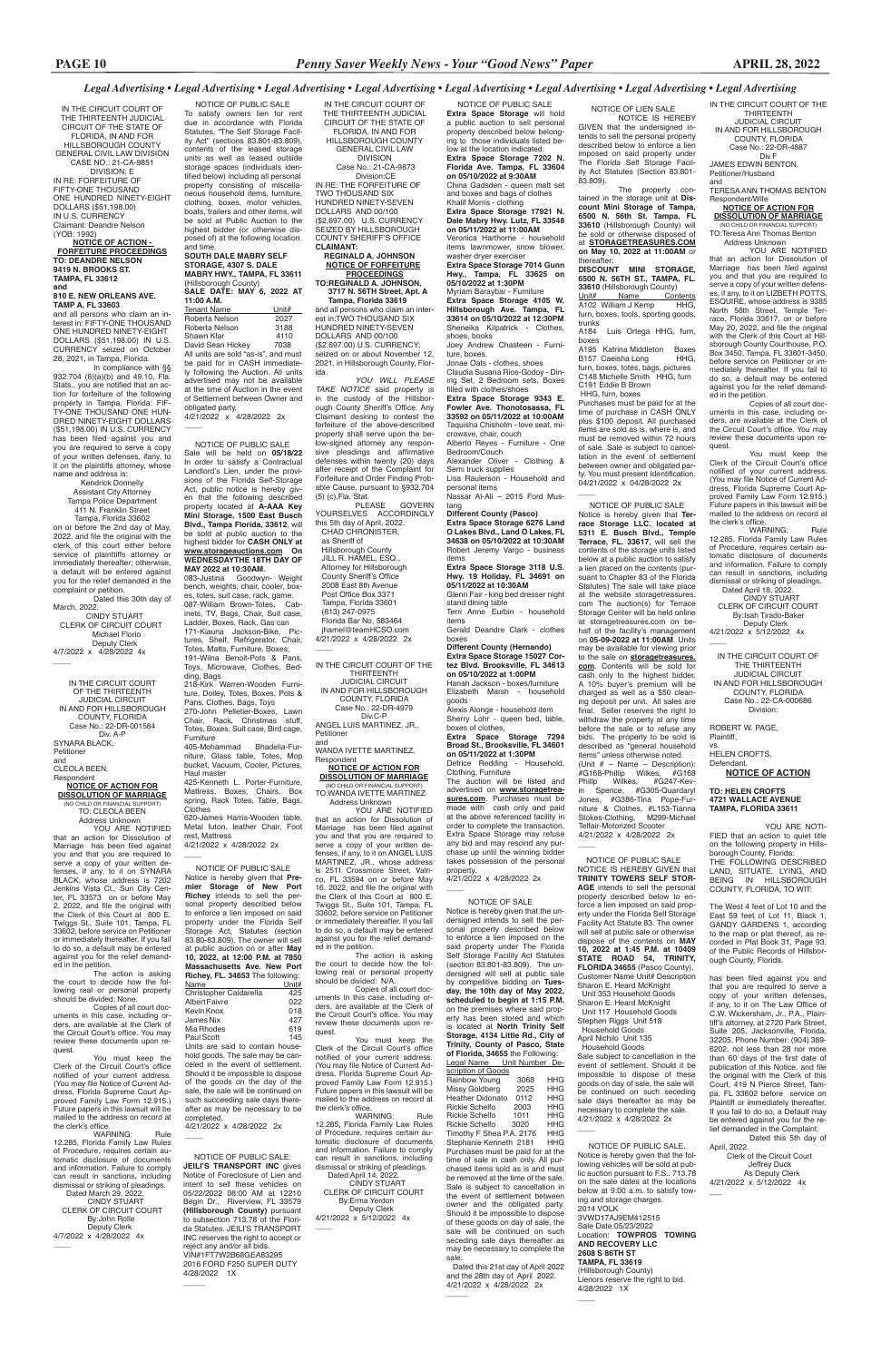*Legal Advertising • Legal Advertising • Legal Advertising • Legal Advertising • Legal Advertising • Legal Advertising • Legal Advertising • Legal Advertising*

IN THE CIRCUIT COURT OF THE THIRTEENTH JUDICIAL CIRCUIT OF THE STATE OF FLORIDA, IN AND FOR HILLSBOROUGH COUNTY GENERAL CIVIL LAW DIVISION
CASE NO.: 21-CA-9851
DIVISION: E
IN RE: FORFEITURE OF FIFTY-ONE THOUSAND ONE HUNDRED NINETY-EIGHT DOLLARS ($51,198.00) IN U.S. CURRENCY
Claimant: Deandre Nelson (YOB: 1992)

**NOTICE OF ACTION - FORFEITURE PROCEEDINGS**

**TO: DEANDRE NELSON 9419 N. BROOKS ST. TAMPA, FL 33612 and 810 E. NEW ORLEANS AVE. TAMP A, FL 33603**

and all persons who claim an interest in: FIFTY-ONE THOUSAND ONE HUNDRED NINETY-EIGHT DOLLARS ($51,198.00) IN U.S. CURRENCY seized on October 28, 2021, in Tampa, Florida.

In compliance with §§ 932.704 (6)(a)(b) and 49.10, Fla. Stats., you are notified that an action for forfeiture of the following property in Tampa, Florida: FIFTY-ONE THOUSAND ONE HUNDRED NINETY-EIGHT DOLLARS ($51,198.00) IN U.S. CURRENCY has been filed against you and you are required to serve a copy of your written defenses, ifany, to it on the plaintiffs attorney, whose name and address is:

Kendrick Donnelly
Assistant City Attorney
Tampa Police Department
411 N. Franklin Street
Tampa, Florida 33602

on or before the 2nd day of May, 2022, and file the original with the clerk of this court either before service of plaintiffs attorney or immediately thereafter; otherwise, a default will be entered against you for the relief demanded in the complaint or petition.

Dated this 30th day of March, 2022.
CINDY STUART
CLERK OF CIRCUIT COURT
Michael Florio
Deputy Clerk
4/7/2022 x 4/28/2022 4x

IN THE CIRCUIT COURT OF THE THIRTEENTH JUDICIAL CIRCUIT IN AND FOR HILLSBOROUGH COUNTY, FLORIDA
Case No.: 22-DR-001584
Div. A-P
SYNARA BLACK,
Petitioner
and
CLEOLA BEEN,
Respondent

**NOTICE OF ACTION FOR DISSOLUTION OF MARRIAGE**
(NO CHILD OR FINANCIAL SUPPORT)

TO: CLEOLA BEEN
Address Unknown

YOU ARE NOTIFIED that an action for Dissolution of Marriage has been filed against you and that you are required to serve a copy of your written defenses, if any, to it on SYNARA BLACK, whose address is 7202 Jenkins Vista Ct., Sun City Center, FL 33573 on or before May 2, 2022, and file the original with the Clerk of this Court at 800 E. Twiggs St., Suite 101, Tampa, FL 33602, before service on Petitioner or immediately thereafter. If you fail to do so, a default may be entered against you for the relief demanded in the petition.

The action is asking the court to decide how the following real or personal property should be divided: None.

Copies of all court documents in this case, including orders, are available at the Clerk of the Circuit Court's office. You may review these documents upon request.

You must keep the Clerk of the Circuit Court's office notified of your current address. (You may file Notice of Current Address, Florida Supreme Court Approved Family Law Form 12.915.) Future papers in this lawsuit will be mailed to the address on record at the clerk's office.

WARNING: Rule 12.285, Florida Family Law Rules of Procedure, requires certain automatic disclosure of documents and information. Failure to comply can result in sanctions, including dismissal or striking of pleadings.

Dated March 29, 2022.
CINDY STUART
CLERK OF CIRCUIT COURT
By:John Rolle
Deputy Clerk
4/7/2022 x 4/28/2022 4x

NOTICE OF PUBLIC SALE

To satisfy owners lien for rent due in accordance with Florida Statutes, "The Self Storage Facility Act" (sections 83.801-83.809), contents of the leased storage units as well as leased outside storage spaces (individuals identified below) including all personal property consisting of miscellaneous household items, furniture, clothing, boxes, motor vehicles, boats, trailers and other items, will be sold at Public Auction to the highest bidder (or otherwise disposed of) at the following location and time.

**SOUTH DALE MABRY SELF STORAGE, 4307 S. DALE MABRY HWY., TAMPA, FL 33611** (Hillsborough County)
**SALE DATE: MAY 6, 2022 AT 11:00 A.M.**

| Tenant Name | Unit# |
|---|---|
| Roberta Nelson | 2027 |
| Roberta Nelson | 3188 |
| Shawn Klar | 4110 |
| David Sean Hickey | 7038 |

All units are sold "as-is", and must be paid for in CASH immediately following the Auction. All units advertised may not be available at the time of Auction in the event of Settlement between Owner and obligated party.
4/21/2022 x 4/28/2022 2x

NOTICE OF PUBLIC SALE

Sale will be held on **05/18/22** In order to satisfy a Contractual Landlord's Lien, under the provisions of the Florida Self-Storage Act, public notice is hereby given that the following described property located at **A-AAA Key Mini Storage, 1500 East Busch Blvd., Tampa, Florida, 33612**, will be sold at public auction to the highest bidder for **CASH ONLY at www.storageauctions.com On WEDNESDAYTHE 18TH DAY OF MAY 2022 at 10:30AM**.

083-Justina Goodwyn- Weight bench, weights, chair, cooler, boxes, totes, suit case, rack, game.
087-William Brown-Totes, Cabinets, TV, Bags, Chair, Suit case, Ladder, Boxes, Rack, Gas can
171-Kiauna Jackson-Bike, Pictures, Shelf, Refrigerator, Chair, Totes, Matts, Furniture, Boxes,
191-Wilna Benoit-Pots & Pans, Toys, Microwave, Clothes, Bedding, Bags
218-Kirk Warren-Wooden Furniture, Dolley, Totes, Boxes, Pots & Pans, Clothes, Bags, Toys
270-John Pelletier-Boxes, Lawn Chair, Rack, Christmas stuff, Totes, Boxes, Suit case, Bird cage, Furniture
405-Mohammad Bhadelia-Furniture, Glass table, Totes, Mop bucket, Vacuum, Cooler, Pictures, Haul master
425-Kenneth L. Porter-Furniture, Mattress, Boxes, Chairs, Box spring, Rack Totes, Table, Bags, Clothes
620-James Harris-Wooden table, Metal futon, leather Chair, Foot rest, Mattress

4/21/2022 x 4/28/2022 2x

NOTICE OF PUBLIC SALE

Notice is hereby given that **Premier Storage of New Port Richey** intends to sell the personal property described below to enforce a lien imposed on said property under the Florida Self Storage Act, Statutes (section 83.80-83.809). The owner will sell at public auction on or after **May 10, 2022, at 12:00 P.M. at 7850 Massachusetts Ave. New Port Richey, FL. 34653** The following:

| Name | Unit# |
|---|---|
| Christopher Caldarella | 425 |
| Albert Faivre | 022 |
| Kevin Knox | 018 |
| James Nix | 427 |
| Mia Rhodes | 619 |
| Paul Scott | 145 |

Units are said to contain household goods. The sale may be canceled in the event of settlement. Should it be impossible to dispose of the goods on the day of the sale, the sale will be continued on such succeeding sale days thereafter as may be necessary to be completed.
4/21/2022 x 4/28/2022 2x

NOTICE OF PUBLIC SALE:

**JEILI'S TRANSPORT INC** gives Notice of Foreclosure of Lien and intent to sell these vehicles on 05/22/2022 08:00 AM at 12210 Begin Dr., Riverview, FL 33579 **(Hillsborough County)** pursuant to subsection 713.78 of the Florida Statutes. JEILI'S TRANSPORT INC reserves the right to accept or reject any and/or all bids.
VIN#1FT7W2B68GEA83295
2016 FORD F250 SUPER DUTY
4/28/2022 1X

IN THE CIRCUIT COURT OF THE THIRTEENTH JUDICIAL CIRCUIT OF THE STATE OF FLORIDA, IN AND FOR HILLSBOROUGH COUNTY GENERAL CIVIL LAW DIVISION
Case No.: 21-CA-9873
Division:CE
IN RE: THE FORFEITURE OF TWO THOUSAND SIX HUNDRED NINETY-SEVEN DOLLARS AND 00/100 ($2,697.00) U.S. CURRENCY SEIZED BY HILLSBOROUGH COUNTY SHERIFF'S OFFICE
**CLAIMANT: REGINALD A. JOHNSON**

**NOTICE OF FORFEITURE PROCEEDINGS**

**TO:REGINALD A. JOHNSON, 3717 N. 56TH Street, Apt. A Tampa, Florida 33619**

and all persons who claim an interest in:TWO THOUSAND SIX HUNDRED NINETY-SEVEN DOLLARS AND 00/100 ($2,697.00) U.S. CURRENCY; seized on or about November 12, 2021, in Hillsborough County, Florida.

*YOU WILL PLEASE TAKE NOTICE* said property is in the custody of the Hillsborough County Sheriff's Office. Any Claimant desiring to contest the forfeiture of the above-described property shall serve upon the below-signed attorney any responsive pleadings and affirmative defenses within twenty (20) days after receipt of the Complaint for Forfeiture and Order Finding Probable Cause, pursuant to §932.704 (5) (c),Fla. Stat.

PLEASE GOVERN YOURSELVES ACCORDINGLY this 5th day of April, 2022.

CHAD CHRONISTER,
as Sheriff of
Hillsborough County
JILL R. HAMEL, ESQ.,
Attorney for Hillsborough County Sheriff's Office
2008 East 8th Avenue
Post Office Box 3371
Tampa, Florida 33601
(813) 247-0975
Florida Bar No. 583464
jhamel@teamHCSO.com
4/21/2022 x 4/28/2022 2x

IN THE CIRCUIT COURT OF THE THIRTEENTH JUDICIAL CIRCUIT IN AND FOR HILLSBOROUGH COUNTY, FLORIDA
Case No.: 22-DR-4979
Div.C-P
ANGEL LUIS MARTINEZ, JR.,
Petitioner
and
WANDA IVETTE MARTINEZ,
Respondent

**NOTICE OF ACTION FOR DISSOLUTION OF MARRIAGE**
(NO CHILD OR FINANCIAL SUPPORT)

TO:WANDA IVETTE MARTINEZ
Address Unknown

YOU ARE NOTIFIED that an action for Dissolution of Marriage has been filed against you and that you are required to serve a copy of your written defenses, if any, to it on ANGEL LUIS MARTINEZ, JR., whose address is 2511 Crossmore Street, Valrico, FL 33594 on or before May 16, 2022, and file the original with the Clerk of this Court at 800 E. Twiggs St., Suite 101, Tampa, FL 33602, before service on Petitioner or immediately thereafter. If you fail to do so, a default may be entered against you for the relief demanded in the petition.

The action is asking the court to decide how the following real or personal property should be divided: N/A.

Copies of all court documents in this case, including orders, are available at the Clerk of the Circuit Court's office. You may review these documents upon request.

You must keep the Clerk of the Circuit Court's office notified of your current address. (You may file Notice of Current Address, Florida Supreme Court Approved Family Law Form 12.915.) Future papers in this lawsuit will be mailed to the address on record at the clerk's office.

WARNING: Rule 12.285, Florida Family Law Rules of Procedure, requires certain automatic disclosure of documents and information. Failure to comply can result in sanctions, including dismissal or striking of pleadings.

Dated April 14, 2022.
CINDY STUART
CLERK OF CIRCUIT COURT
By:Erma Yerdon
Deputy Clerk
4/21/2022 x 5/12/2022 4x

NOTICE OF PUBLIC SALE

**Extra Space Storage** will hold a public auction to sell personal property described below belonging to those individuals listed below at the location indicated:

**Extra Space Storage 7202 N. Florida Ave. Tampa, FL 33604 on 05/10/2022 at 9:30AM**
China Gadsden - queen matt set and boxes and bags of clothes
Khalif Morris - clothing

**Extra Space Storage 17921 N. Dale Mabry Hwy. Lutz, FL 33548 on 05/11/2022 at 11:00AM**
Veronica Harthorne - household items lawnmower, snow blower, washer dryer exerciser

**Extra Space Storage 7014 Gunn Hwy., Tampa, FL 33625 on 05/10/2022 at 1:30PM**
Myriam Barayibar - Furniture

**Extra Space Storage 4105 W. Hillsborough Ave. Tampa, FL 33614 on 05/10/2022 at 12:30PM**
Shenekia Kilpatrick - Clothes, shoes, books
Joey Andrew Chasteen - Furniture, boxes.
Jonae Oats - clothes, shoes
Claudia Susana Rios-Godoy - Dining Set, 2 Bedroom sets, Boxes filled with clothes/shoes

**Extra Space Storage 9343 E. Fowler Ave. Thonotosassa, FL 33592 on 05/11/2022 at 10:00AM**
Taquisha Chisholm - love seat, microwave, chair, couch
Alberto Reyes - Furniture - One Bedroom/Couch
Alexander Oliver - Clothing & Semi truck supplies
Lisa Raulerson - Household and personal items
Nassar Al-Ali – 2015 Ford Mustang

**Different County (Pasco)**

**Extra Space Storage 6276 Land O Lakes Blvd. Land O Lakes, FL 34638 on 05/10/2022 at 10:30AM**
Robert Jeremy Vargo - business items

**Extra Space Storage 3118 U.S. Hwy. 19 Holiday, FL 34691 on 05/11/2022 at 10:30AM**
Glenn Fair - king bed dresser night stand dining table
Terri Anne Eurbin - household items
Gerald Deandre Clark - clothes boxes

**Different County (Hernando)**

**Extra Space Storage 15027 Cortez Blvd. Brooksville, FL 34613 on 05/10/2022 at 1:00PM**
Hanah Jackson - boxes/furniture
Elizabeth Marsh - household goods
Alexis Alonge - household item
Sherry Lohr - queen bed, table, boxes of clothes,

**Extra Space Storage 7294 Broad St., Brooksville, FL 34601 on 05/11/2022 at 1:30PM**
Detrice Redding - Household, Clothing, Furniture

The auction will be listed and advertised on **www.storagetreasures.com**. Purchases must be made with cash only and paid at the above referenced facility in order to complete the transaction. Extra Space Storage may refuse any bid and may rescind any purchase up until the winning bidder takes possession of the personal property.
4/21/2022 x 4/28/2022 2x

NOTICE OF SALE

Notice is hereby given that the undersigned intends to sell the personal property described below to enforce a lien imposed on the said property under The Florida Self Storage Facility Act Statutes (section 83.801-83.809). The undersigned will sell at public sale by competitive bidding on **Tuesday, the 10th day of May 2022, scheduled to begin at 1:15 P.M.** on the premises where said property has been stored and which is located at **North Trinity Self Storage, 4134 Little Rd., City of Trinity, County of Pasco, State of Florida, 34655** the Following:

| Legal Name | Unit Number | Description of Goods |
|---|---|---|
| Rainbow Young | 3068 | HHG |
| Missy Goldberg | 2025 | HHG |
| Heather Didonato | 0112 | HHG |
| Rickie Schelfo | 2003 | HHG |
| Rickie Schelfo | 1011 | HHG |
| Rickie Schelfo | 3020 | HHG |
| Timothy F Shea P.A. | 2176 | HHG |
| Stephanie Kenneth | 2181 | HHG |

Purchases must be paid for at the time of sale in cash only. All purchased items sold as is and must be removed at the time of the sale. Sale is subject to cancellation in the event of settlement between owner and the obligated party. Should it be impossible to dispose of these goods on day of sale, the sale will be continued on such seceding sale days thereafter as may be necessary to complete the sale.

Dated this 21st day of April 2022 and the 28th day of April 2022.
4/21/2022 x 4/28/2022 2x

NOTICE OF LIEN SALE

NOTICE IS HEREBY GIVEN that the undersigned intends to sell the personal property described below to enforce a lien imposed on said property under The Florida Self Storage Facility Act Statutes (Section 83.801-83.809).

The property contained in the storage unit at **Discount Mini Storage of Tampa, 6500 N. 56th St. Tampa, FL 33610** (Hillsborough County) will be sold or otherwise disposed of at **STORAGETREASURES.COM on May 10, 2022 at 11:00am** or thereafter:

**DISCOUNT MINI STORAGE, 6500 N. 56TH ST., TAMPA, FL. 33610** (Hillsborough County)

| Unit# | Name | Contents |
|---|---|---|
| A102 | William J Kemp | HHG, furn, boxes, tools, sporting goods, trunks |
| A184 | Luis Ortega | HHG, furn, boxes |
| A195 | Katrina Middleton | Boxes |
| B157 | Caeisha Long | HHG, furn, boxes, totes, bags, pictures |
| C148 | Michelle Smith | HHG, furn |
| C191 | Eddie B Brown | HHG, furn, boxes |

Purchases must be paid for at the time of purchase in CASH ONLY plus $100 deposit. All purchased items are sold as is, where is, and must be removed within 72 hours of sale. Sale is subject to cancellation in the event of settlement between owner and obligated party. You must present Identification.
04/21/2022 x 04/28/2022 2x

NOTICE OF PUBLIC SALE

Notice is hereby given that **Terrace Storage LLC. located at 5311 E. Busch Blvd., Temple Terrace, FL. 33617**, will sell the contents of the storage units listed below at a public auction to satisfy a lien placed on the contents (pursuant to Chapter 83 of the Florida Statutes) The sale will take place at the website storagetreasures.com The auction(s) for Terrace Storage Center will be held online at storagetreasures.com on behalf of the facility's management on **05-09-2022 at 11:00AM**. Units may be available for viewing prior to the sale on **storagetreasures.com**. Contents will be sold for cash only to the highest bidder. A 10% buyer's premium will be charged as well as a $50 cleaning deposit per unit. All sales are final. Seller reserves the right to withdraw the property at any time before the sale or to refuse any bids. The property to be sold is described as "general household items" unless otherwise noted.

(Unit # – Name – Description): #G168-Phillip Wilkes, #G168 Philip Wilkes, #G247-Kevin Spence, #G305-Guardaryl Jones, #G386-Tina Pupe-Furniture & Clothes, #L153-Tianna Stokes-Clothing, M299-Michael Telfair-Motorized Scooter
4/21/2022 x 4/28/2022 2x

NOTICE OF PUBLIC SALE

NOTICE IS HEREBY GIVEN that **TRINITY TOWERS SELF STORAGE** intends to sell the personal property described below to enforce a lien imposed on said property under the Florida Self Storage Facility Act Statute 83. The owner will sell at public sale or otherwise dispose of the contents on **MAY 10, 2022 at 1:45 P.M. at 10409 STATE ROAD 54, TRINITY, FLORIDA 34655** (Pasco County).

Customer Name Unit# Description
Sharon E. Heard McKnight
Unit 353 Household Goods
Sharon E. Heard McKnight
Unit 117 Household Goods
Stephen Riggs Unit 518
Household Goods
April Nichilo Unit 135
Household Goods

Sale subject to cancellation in the event of settlement. Should it be impossible to dispose of these goods on day of sale, the sale will be continued on such seceding sale days thereafter as may be necessary to complete the sale.
4/21/2022 x 4/28/2022 2x

NOTICE OF PUBLIC SALE.

Notice is hereby given that the following vehicles will be sold at public auction pursuant to F.S.. 713.78 on the sale dates at the locations below at 9:00 a.m. to satisfy towing and storage charges.

2014 VOLK
3VWD17AJ9EM412515
Sale Date:05/23/2022
Location: **TOWPROS TOWING AND RECOVERY LLC 2608 S 86TH ST TAMPA, FL 33619**
(Hillsborough County)
Lienors reserve the right to bid.
4/28/2022 1X

IN THE CIRCUIT COURT OF THE THIRTEENTH JUDICIAL CIRCUIT IN AND FOR HILLSBOROUGH COUNTY, FLORIDA
Case No.: 22-DR-4887
Div.F
JAMES EDWIN BENTON,
Petitioner/Husband
and
TERESA ANN THOMAS BENTON
Respondent/Wife

**NOTICE OF ACTION FOR DISSOLUTION OF MARRIAGE**
(NO CHILD OR FINANCIAL SUPPORT)

TO:Teresa Ann Thomas Benton
Address Unknown

YOU ARE NOTIFIED that an action for Dissolution of Marriage has been filed against you and that you are required to serve a copy of your written defenses, if any, to it on LIZBETH POTTS, ESQUIRE, whose address is 9385 North 56th Street, Temple Terrace, Florida 33617, on or before May 20, 2022, and file the original with the Clerk of this Court at Hillsborough County Courthouse, P.O. Box 3450, Tampa, FL 33601-3450, before service on Petitioner or immediately thereafter. If you fail to do so, a default may be entered against you for the relief demanded in the petition.

Copies of all court documents in this case, including orders, are available at the Clerk of the Circuit Court's office. You may review these documents upon request.

You must keep the Clerk of the Circuit Court's office notified of your current address. (You may file Notice of Current Address, Florida Supreme Court Approved Family Law Form 12.915.) Future papers in this lawsuit will be mailed to the address on record at the clerk's office.

WARNING: Rule 12.285, Florida Family Law Rules of Procedure, requires certain automatic disclosure of documents and information. Failure to comply can result in sanctions, including dismissal or striking of pleadings.

Dated April 18, 2022.
CINDY STUART
CLERK OF CIRCUIT COURT
By:Isah Tirado-Baker
Deputy Clerk
4/21/2022 x 5/12/2022 4x

IN THE CIRCUIT COURT OF THE THIRTEENTH JUDICIAL CIRCUIT IN AND FOR HILLSBOROUGH COUNTY, FLORIDA
Case No.: 22-CA-000686
Division:

ROBERT W. PAGE,
Plaintiff,
vs.
HELEN CROFTS,
Defendant.

**NOTICE OF ACTION**

**TO: HELEN CROFTS 4721 WALLACE AVENUE TAMPA, FLORIDA 33611**

YOU ARE NOTIFIED that an action to quiet title on the following property in Hillsborough County, Florida:

THE FOLLOWING DESCRIBED LAND, SITUATE, LYING, AND BEING IN HILLSBOROUGH COUNTY, FLORIDA, TO WIT:

The West 4 feet of Lot 10 and the East 59 feet of Lot 11, Block 1, GANDY GARDENS 1, according to the map or plat thereof, as recorded in Plat Book 31, Page 93, of the Public Records of Hillsborough County, Florida.

has been filed against you and that you are required to serve a copy of your written defenses, if any, to it on the Law Office of C.W. Wickersham, Jr., P.A., Plaintiff's attorney, at 2720 Park Street, Suite 205, Jacksonville, Florida, 32205, Phone Number: (904) 389-6202, not less than 28 nor more than 60 days of the first date of publication of this Notice, and file the original with the Clerk of this Court, 419 N Pierce Street, Tampa, FL 33602 before service on Plaintiff or immediately thereafter. If you fail to do so, a Default may be entered against you for the relief demanded in the Complaint.

Dated this 5th day of April, 2022.
Clerk of the Circuit Court
Jeffrey Duck
As Deputy Clerk
4/21/2022 x 5/12/2022 4x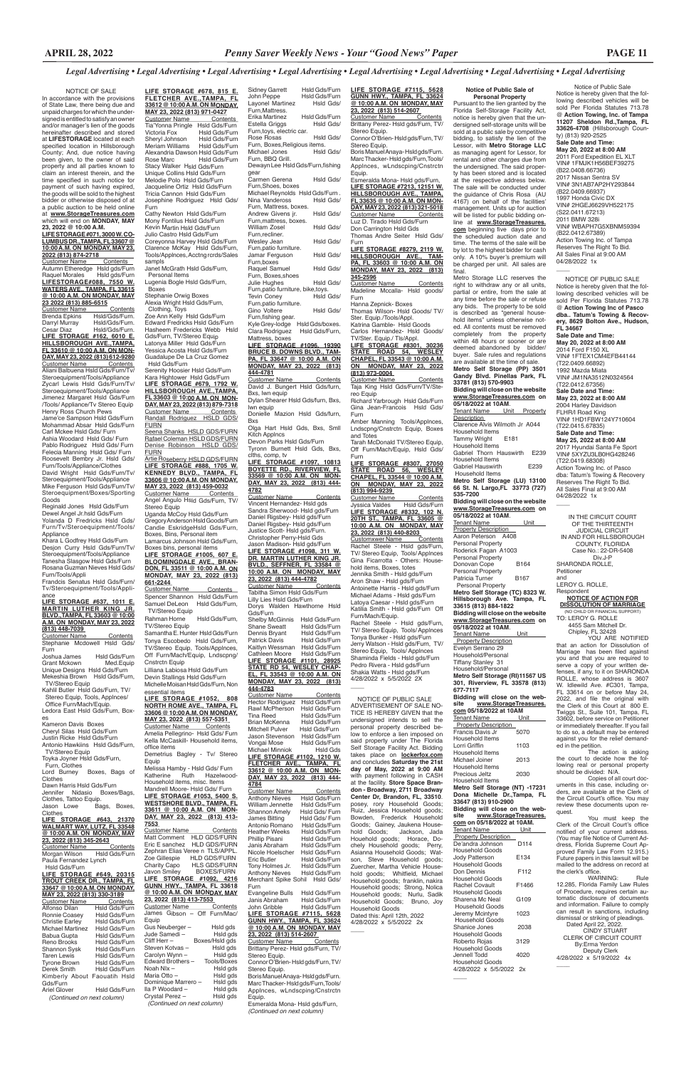*Legal Advertising • Legal Advertising • Legal Advertising • Legal Advertising • Legal Advertising • Legal Advertising • Legal Advertising*

NOTICE OF SALE

In accordance with the provisions of State Law, there being due and unpaid charges for which the undersigned is entitled to satisfy an owner and/or manager's lien of the goods hereinafter described and stored at **LIFESTORAGE** located at each specified location in Hillsborough County; And, due notice having been given, to the owner of said property and all parties known to claim an interest therein, and the time specified in such notice for payment of such having expired, the goods will be sold to the highest bidder or otherwise disposed of at a public auction to be held online at **www.StorageTreasures.com** which will end on **MONDAY, MAY 23, 2022 @ 10:00 A.M.**

**LIFE STORAGE #071, 3000 W. COLUMBUS DR., TAMPA, FL 33607 @ 10:00 A.M. ON MONDAY, MAY 23, 2022 (813) 874-2718**

| Customer Name | Contents |
|---|---|
| Autumn Etheredge | Hsld gds/Furn |
| Raquel Morales | Hsld gds/Furn |

**LIFESTORAGE#088, 7550 W. WATERS AVE., TAMPA, FL 33615 @ 10:00 A.M. ON MONDAY, MAY 23 2022 (813) 885-6515**

| Customer Name | Contents |
|---|---|
| Brenda Epkins | Hsld/Gds/Furn. |
| Darryl Murray | Hsld/Gds/Furn. |
| Cesar Diaz | Hsld/Gds/Furn. |

**LIFE STORAGE #162, 6010 E. HILLSBOROUGH AVE., TAMPA, FL 33610 @ 10:00 A.M. ON MONDAY, MAY 23, 2022 (813) 612-9280**

| Customer Name | Contents |
|---|---|

Aliani Balbuena Hsld Gds/Furn/Tv/Stereoequipment/Tools/Appliance
Zycarl Lewis Hsld Gds/Furn/Tv/Steroequipment/Tools/Appliance
Jimenez Margaret Hsld Gds/Furn/Tools/ Appliance/Tv Stereo Equip
Henry Ross Church Pews
Jame'ce Sampson Hsld Gds/Furn
Mohammad Absar Hsld Gds/Furn
Carl Mckee Hsld Gds/ Furn
Ashia Woodard Hsld Gds/ Furn
Pablo Rodriguez Hsld Gds/ Furn
Felecia Manning Hsld Gds/ Furn
Roosevelt Bembry Jr. Hsld Gds/Furn/Tools/Appliance/Clothes
David Wright Hsld Gds/Furn/Tv/Steroequipment/Tools/Appliance
Mike Ferguson Hsld Gds/Furn/Tv/Steroequipment/Boxes/Sporting Goods
Reginald Jones Hsld Gds/Furn
Dewel Angel Jr.hsld Gds/Furn
Yolanda D Fredricks Hsld Gds/Furn/Tv/Steroequipment/Tools/Appliance
Khara L Godfrey Hsld Gds/Furn
Desjon Curry Hsld Gds/Furn/Tv/Steroequipment/Tools/Appliance
Tanesha Glasgow Hsld Gds/Furn
Rosana Guzman Nieves Hsld Gds/Furn/Tools/Appli
Frandcis Senatus Hsld Gds/Furn/Tv/Steroequipment/Tools/Appliance

**LIFE STORAGE #637, 1011 E. MARTIN LUTHER KING JR. BLVD., TAMPA, FL 33603 @ 10:00 A.M. ON MONDAY, MAY 23, 2022 (813) 448-7039**

| Customer Name | Contents |
|---|---|

Stephanie Mcdowell Hsld Gds/Furn
Joshua James Hsld Gds/Furn
Grant Mckown Med.Equip
Unique Designs Hsld Gds/Furn
Mekeshia Brown Hsld Gds/Furn, TV/Stereo Equip
Kahlil Butler Hsld Gds/Furn, TV/Stereo Equip, Tools, Appllnces/Office Furn/Mach/Equip
Ledora East Hsld Gds/Furn, Boxes
Kameron Davis Boxes
Cheryl Silas Hsld Gds/Furn
Justin Ricke Hsld Gds/Furn
Antonio Hawkiins Hsld Gds/Furn, TV/Stereo Equip
Toyka Joyner Hsld Gds/Furn, Furn, Clothes
Lord Burney Boxes, Bags of Clothes
Dawn Harris Hsld Gds/Furn
Jennifer Nidasio Boxes/Bags, Clothes, Tattoo Equip.
Jason Lowe Bags, Boxes, Clothes

**LIFE STORAGE #643, 21370 WALMART WAY, LUTZ, FL 33548 @ 10:00 A.M. ON MONDAY, MAY 23, 2022 (813) 345-2643**

| Customer Name | Contents |
|---|---|
| Morgan Wilson | Hsld Gds/Furn |
| Paula Fernandez Lynch | Hsld Gds/Furn |

**LIFE STORAGE #649, 20315 TROUT CREEK DR., TAMPA, FL 33647 @ 10:00 A.M. ON MONDAY, MAY 23, 2022 (813) 330-3189**

| Customer Name | Contents |
|---|---|
| Alfonso Dilan | Hsld Gds/Furn |
| Ronnie Coasey | Hsld Gds/Furn |
| Christie Earley | Hsld Gds/Furn |
| Michael Martinez | Hsld Gds/Furn |
| Babua Gupta | Hsld Gds/Furn |
| Reno Brooks | Hsld Gds/Furn |
| Shannon Sysk | Hsld Gds/Furn |
| Taren Lewis | Hsld Gds/Furn |
| Tyrone Brown | Hsld Gds/Furn |
| Derek Smith | Hsld Gds/Furn |
| Kimberly About Faouatih | Hsld Gds/Furn |
| Ariel Glover | Hsld Gds/Furn |

*(Continued on next column)*

**LIFE STORAGE #678, 815 E. FLETCHER AVE., TAMPA, FL 33612 @ 10:00 A.M. ON MONDAY, MAY 23, 2022 (813) 971-0427**

| Customer Name | Contents |
|---|---|
| Tia'Yonna Pringle | Hsld Gds/Furn |
| Victoria Fox | Hsld Gds/Furn |
| Sheryl Johnson | Hsld Gds/Furn |
| Meriam Williams | Hsld Gds/Furn |
| Alexandria Dawson | Hsld Gds/Furn |
| Rose Marc | Hsld Gds/Furn |
| Stacy Walker | Hsld Gds/Furn |
| Unique Collins | Hsld Gds/Furn |
| Melodie Polo | Hsld Gds/Furn |
| Jacqueline Ortiz | Hsld Gds/Furn |
| Tricia Cannon | Hsld Gds/Furn |
| Josephine Rodriguez | Hsld Gds/Furn |
| Cathy Newton | Hsld Gds/Furn |
| Mony Fontilus | Hsld Gds/Furn |
| Kevin Martin | Hsld Gds/Furn |
| Julio Castro | Hsld Gds/Furn |
| Coreyonna Harvey | Hsld Gds/Furn |

Clarence McKay Hsld Gds/Furn, Tools/Appllnces, Acctng rcrds/Sales sampls
Janet McGrath Hsld Gds/Furn, Personal Items
Lugenia Bogle Hsld Gds/Furn, Boxes
Stephanie Orwig Boxes
Alexia Wright Hsld Gds/Furn, Clothing, Toys
Zoe Ann Kelly Hsld Gds/Furn
Edward Fredricks Hsld Gds/Furn
Hasheem Fredericks Webb Hsld Gds/Furn, TV/Stereo Equip
Latonya Miller Hsld Gds/Furn
Yessica Acosta Hsld Gds/Furn
Guadalupe De La Cruz Gomez Hsld Gds/Furn
Serenity Hoosier Hsld Gds/Furn
Kara Hightower Hsld Gds/Furn

**LIFE STORAGE #679, 1792 W. HILLSBOROUGH AVE., TAMPA, FL 33603 @ 10:00 A.M. ON MONDAY, MAY 23, 2022 (813) 879-7318**

| Customer Name | Contents |
|---|---|
| Randall Rodriguez | HSLD GDS/FURN |
| Seena Shanks | HSLD GDS/FURN |
| Rafael Coleman | HSLD GDS/FURN |
| Denise Robinson | HSLD GDS/FURN |
| Artie Roseberry | HSLD GDS/FURN |

**LIFE STORAGE #888, 1705 W. KENNEDY BLVD., TAMPA, FL 33606 @ 10:00 A.M. ON MONDAY, MAY 23, 2022 (813) 459-0032**

| Customer Name | Contents |
|---|---|

Angel Angulo Hsld Gds/Furn, TV/Stereo Equip
Uganda McCoy Hsld Gds/Furn
Gregory Anderson Hsld Goods/Furn
Candle EskridgeHsld Gds/Furn, Boxes, Bins, Personal item
Lamarcus Johnson Hsld Gds/Furn, Boxes bins, personal items

**LIFE STORAGE #1005, 607 E. BLOOMINGDALE AVE., BRANDON, FL 33511 @ 10:00 A.M. ON MONDAY, MAY 23, 2022 (813) 661-2244**

| Customer Name | Contents |
|---|---|

Spencer Shannon Hsld Gds/Furn
Samuel DeLeon Hsld Gds/Furn, TV/Stereo Equip
Rahman Horne Hsld Gds/Furn, TV/Stereo Equip
Samantha E. Hunter Hsld Gds/Furn
Tonya Escobedo Hsld Gds/Furn, TV/Stereo Equip, Tools/Appllnces, Off Furn/Mach/Equip, Lndscpng/Cnstrctn Equip
Lilliana Labiosa Hsld Gds/Furn
Devin Stallings Hsld Gds/Furn
Michelle Moisan Hsld Gds/Furn, Non essential items

**LIFE STORAGE #1052, 808 NORTH ROME AVE., TAMPA, FL 33606 @ 10:00 A.M. ON MONDAY, MAY 23, 2022 (813) 557-5351**

| Customer Name | Contents |
|---|---|

Amelia Pellegrino- Hsld Gds/ Furn
Kella McCaskill- Household items, office items
Demetrius Bagley - Tv/ Stereo Equip
Melissa Hamby - Hsld Gds/ Furn
Katherine Ruth Hazelwood-Household items, misc. Items
Mandrell Moore- Hsld Gds/ Furn

**LIFE STORAGE #1053, 5400 S. WESTSHORE BLVD., TAMPA, FL 33611 @ 10:00 A.M. ON MONDAY, MAY 23, 2022 (813) 413-7553**

| Customer Name | Contents |
|---|---|
| Matt Comment | HLD GDS/FURN |
| Eric E sanchez | HLD GDS/FURN |
| Zephran Elias Veree n | TLS/APPL. |
| Zoe Gillespie | HLD GDS/FURN |
| Charity Capo | HLS GDS/FURN |
| Javon Smiley | BOXES/FURN |

**LIFE STORAGE #1092, 4216 GUNN HWY., TAMPA, FL 33618 @ 10:00 A.M. ON MONDAY, MAY 23, 2022 (813) 413-7553**

| Customer Name | Contents |
|---|---|
| James Gibson – | Off Furn/Mac/Equip |
| Gus Neuberger – | Hsld gds |
| Jude Samedi – | Hsld gds |
| Cliff Herr – | Boxes/Hsld gds |
| Steven Kotvas – | Hsld gds |
| Carolyn Wynn – | Hsld gds |
| Edward Brothers – | Tools/Boxes |
| Noah Nix – | Hsld gds |
| Maria Otto – | Hsld gds |
| Dominique Marrero – | Hsld gds |
| Ila P Woodard – | Hsld gds |
| Crystal Perez – | Hsld gds |

*(Continued on next column)*

| | |
|---|---|
| Sidney Garrett | Hsld Gds/Furn |
| John Peppe | Hsld Gds/Furn |
| Layonel Martinez | Hsld Gds/Furn, Mattress. |
| Erika Martinez | Hsld Gds/Furn |
| Estella Griggs | Hsld Gds/Furn, toys, electric car. |
| Rose Rosas | Hsld Gds/Furn, Boxes, Religious items. |
| Michael Jones | Hsld Gds/Furn, BBQ Grill |
| Dewayn Lee | Hsld Gds/Furn, fishing gear |
| Carmen Gerena | Hsld Gds/Furn, Shoes, boxes |
| Michael Reynolds | Hsld Gds/Furn. |
| Nina Vandeross | Hsld Gds/Furn, Mattress, boxes. |
| Andrew Givens jr. | Hsld Gds/Furn, mattress, boxes. |
| William Zosel | Hsld Gds/Furn, recliner. |
| Wesley Jean | Hsld Gds/Furn, patio furniture. |
| Jamar Ferguson | Hsld Gds/Furn, boxes |
| Raquel Samuel | Hsld Gds/Furn, Boxes, shoes |
| Julie Hughes | Hsld Gds/Furn, patio furniture, bike, toys. |
| Tevin Coney | Hsld Gds/Furn, patio furniture. |
| Gino Vollere | Hsld Gds/Furn, fishing gear. |
| Kyle Grey-lodge | Hsld Gds/boxes. |
| Clara Rodriguez | Hsld Gds/Furn, Mattress, boxes |

**LIFE STORAGE #1096, 19390 BRUCE B. DOWNS BLVD., TAMPA, FL 33647 @ 10:00 A.M. ON MONDAY, MAY 23, 2022 (813) 444-4781**

| Customer Name | Contents |
|---|---|

David J. Bungert Hsld Gds/furn, Bxs, lwn equip
Dylan Shearer Hsld Gds/furn, Bxs, lwn equip
Donielle Mazion Hsld Gds/furn, Bxs
Olga Hart Hsld Gds, Bxs, Smll Kitch Applncs
Devon Parks Hsld Gds/Furn
Tyronn Burnett Hsld Gds, Bxs, clths, comp, tv

**LIFE STORAGE #1097, 10813 BOYETTE RD., RIVERVIEW, FL 33569 @ 10:00 A.M. ON MONDAY, MAY 23, 2022 (813) 444-4782**

| Customer Name | Contents |
|---|---|

Vincent Hernandez- Hsld gds
Sandra Sherwood- Hsld gds/Furn
Daniel Rigsbey- Hsld gds/Furn
Daniel Rigsbey- Hsld gds/Furn
Justice Scott- Hsld gds/Furn.
Christopher Perry-Hsld Gds
Jason Madison- Hsld gds/Furn

**LIFE STORAGE #1098, 311 W. DR. MARTIN LUTHER KING JR. BVLD., SEFFNER, FL 33584 @ 10:00 A.M. ON MONDAY, MAY 23, 2022 (813) 444-4782**

| Customer Name | Contents |
|---|---|
| Tabitha Simon | Hsld Gds/Furn |
| Lilly Lies | Hsld Gds/Furn |
| Dorys Walden Hawthorne | Hsld Gds/Furn |
| Shelby McGinnis | Hsld Gds/Furn |
| Shane Sweatt | Hsld Gds/Furn |
| Dennis Bryant | Hsld Gds/Furn |
| Patrick Davis | Hsld Gds/Furn |
| Kaitlyn Weesman | Hsld Gds/Furn |
| Cathleen Moore | Hsld Gds/Furn |

**LIFE STORAGE #1101, 28925 STATE RD 54, WESLEY CHAPEL, FL 33543 @ 10:00 A.M. ON MONDAY, MAY 23, 2022 (813) 444-4783**

| Customer Name | Contents |
|---|---|
| Hector Rodriguez | Hsld Gds/Furn |
| Rawl McPherson | Hsld Gds/Furn |
| Tina Reed | Hsld Gds/Furn |
| Brian McKenna | Hsld Gds/Furn |
| Mitchell Pulver | Hsld Gds/Furn |
| Jason Stevenson | Hsld Gds/Furn |
| Vongai Mose | Hsld Gds/Furn |
| Michael Minnick | Hsld Gds |

**LIFE STORAGE #1102, 1210 W. FLETCHER AVE., TAMPA, FL 33612 @ 10:00 A.M. ON MONDAY, MAY 23, 2022 (813) 444-4784**

| Customer Name | Contents |
|---|---|
| Anthony Nieves | Hsld Gds/Furn |
| William Jennette | Hsld Gds/Furn |
| Shannon Amely | Hsld Gds/ Furn |
| James Bitting | Hsld Gds/ Furn |
| Antonio Romano | Hsld Gds/Furn |
| Heather Weeks | Hsld Gds/Furn |
| Phillip Pisani | Hsld Gds/Furn |
| Janis Abraham | Hsld Gds/Furn |
| Nicole Hoelscher | Hsld Gds/Furn |
| Eric Butler | Hsld Gds/Furn |
| Tony Holmes Jr. | Hsld Gds/Furn |
| Anthony Nieves | Hsld Gds/Furn |
| Merchant Spike Sohil | Hsld Gds/Furn |
| Evangeline Bulls | Hsld Gds/Furn |
| Janis Abraham | Hsld Gds/Furn |
| John Gribble | Hsld Gds/Furn |

**LIFE STORAGE #7115, 5628 GUNN HWY., TAMPA, FL 33624 @ 10:00 A.M. ON MONDAY, MAY 23, 2022 (813) 514-2607**

| Customer Name | Contents |
|---|---|

Brittany Perez- Hsld gds/Furn, TV/Stereo Equip.
Connor O'Brien- Hsld gds/Furn, TV/Stereo Equip.
Boris Manuel Anaya- Hsld gds/Furn.
Marc Thacker- Hsld gds/Furn, Tools/Applnces, wLndscpng/Cnstrctn Equip.
Esmeralda Mona- Hsld gds/Furn,

*(Continued on next column)*

**LIFE STORAGE #7115, 5628 GUNN HWY., TAMPA, FL 33624 @ 10:00 A.M. ON MONDAY, MAY 23, 2022 (813) 514-2607**

| Customer Name | Contents |
|---|---|

Brittany Perez- Hsld gds/Furn, TV/Stereo Equip.
Connor O'Brien- Hsld gds/Furn, TV/Stereo Equip.
Boris Manuel Anaya- Hsld gds/Furn.
Marc Thacker- Hsld gds/Furn, Tools/Applnces, wLndscpng/Cnstrctn Equip.
Esmeralda Mona- Hsld gds/Furn,

**LIFE STORAGE #7213, 12151 W. HILLSBOROUGH AVE., TAMPA, FL 33635 @ 10:00 A.M. ON MONDAY, MAY 23, 2022 (813) 321-5018**

| Customer Name | Contents |
|---|---|

Luz D. Tirado Hsld Gds/Furn
Don Carrington Hsld Gds
Thomas Andre Seiter Hsld Gds/Furn

**LIFE STORAGE #8279, 2119 W. HILLSBOROUGH AVE., TAMPA, FL 33603 @ 10:00 A.M. ON MONDAY, MAY 23, 2022 (813) 345-2596**

| Customer Name | Contents |
|---|---|

Madeline Mccalla- Hsld goods/Furn
Hanna Zepnick- Boxes
Thomas Wilson- Hsld Goods/ TV/Ster. Equip./Tools/Appl.
Katrina Gamble- Hsld Goods
Carlos Hernandez- Hsld Goods/TV/Ster. Equip./ Tls/Appl.

**LIFE STORAGE #8301, 30236 STATE ROAD 54, WESLEY CHAPEL, FL 33543 @ 10:00 A.M. ON MONDAY, MAY 23, 2022 (813) 973-0004**

| Customer Name | Contents |
|---|---|

Taja King Hsld Gds/Furn/TV/Stereo Equip
Richard Yarbrough Hsld Gds/Furn
Gina Jean-Francois Hsld Gds/Furn
Amber Manning Tools/Applnces, Lndscpng/Cnstrctn Equip, Boxes and Totes
Tarah McDonald TV/Stereo Equip, Off Furn/Mach/Equip, Hsld Gds/Furn

**LIFE STORAGE #8307, 27050 STATE ROAD 56, WESLEY CHAPEL, FL 33544 @ 10:00 A.M. ON MONDAY, MAY 23, 2022 (813) 994-9239**

| Customer Name | Contents |
|---|---|
| Jyssica Valdes | Hsld Gds/Furn |

**LIFE STORAGE #8332, 102 N. 20TH ST., TAMPA, FL 33605 @ 10:00 A.M. ON MONDAY, MAY 23, 2022 (813) 440-8203**

| Customer Name | Contents |
|---|---|

Rachel Steele - Hsld gds/Furn, TV/ Stereo Equip, Tools/ Applnces
Gina Ficarrotta - Others: Household items, Boxes, totes
Jennika Smith - Hsld gds/Furn
Aron Shaw - Hsld gds/Furn
Antoinette Harris - Hsld gds/Furn
Michael Adams - Hsld gds/Furn
Latoya Caesar - Hsld gds/Furn
Kattia Smith - Hsld gds/Furn Off Furn/Mach/Equip,
Rachel Steele - Hsld gds/Furn, TV/ Stereo Equip, Tools/ Applnces
Tonya Bunker - Hsld gds/Furn
Jerry Watson - Hsld gds/Furn, TV/Stereo Equip, Tools/ Applnces
Shaminda Fields - Hsld gds/Furn
Pedro Rivera - Hsld gds/Furn
Shakia Watts - Hsld gds/Furn

4/28/2022 x 5/5/2022 2X

NOTICE OF PUBLIC SALE ADVERTISEMENT OF SALE NOTICE IS HEREBY GIVEN that the undersigned intends to sell the personal property described below to enforce a lien imposed on said property under The Florida Self Storage Facility Act. Bidding takes place on **lockerfox.com** and concludes **Saturday the 21st day of May, 2022 at 9:00 AM** with payment following in CASH at the facility. **Store Space Brandon - Broadway, 2711 Broadway Center Dr, Brandon, FL, 33510**: posey, rory Household Goods; Ruiz, Jessica Household goods; Bowden, Frederick Household Goods; Gainey, Jaukena Household Goods; Jackson, Jada Household goods; Horace, Dochely Household goods; Perry, Asianna Household Goods; Watson, Steve Household goods; Zuercher, Martha Vehicle Household goods; Whitfield, Michael Household goods; franklin, nakira Household goods; Strong, Nolica Household goods; Nurlu, Sadik Household Goods; Bruno, Joy Household Goods

Dated this: April 12th, 2022

4/28/2022 x 5/5/2022 2x

**Notice of Public Sale of Personal Property**

Pursuant to the lien granted by the Florida Self-Storage Facility Act, notice is hereby given that the undersigned self-storage units will be sold at a public sale by competitive bidding, to satisfy the lien of the Lessor, with **Metro Storage LLC** as managing agent for Lessor, for rental and other charges due from the undersigned. The said property has been stored and is located at the respective address below. The sale will be conducted under the guidance of Chris Rosa (AU 4167) on behalf of the facilities' management. Units up for auction will be listed for public bidding online at **www.StorageTreasures.com** beginning five days prior to the scheduled auction date and time. The terms of the sale will be by lot to the highest bidder for cash only. A 10% buyer's premium will be charged per unit. All sales are final.

Metro Storage LLC reserves the right to withdraw any or all units, partial or entire, from the sale at any time before the sale or refuse any bids. The property to be sold is described as "general household items" unless otherwise noted. All contents must be removed completely from the property within 48 hours or sooner or are deemed abandoned by bidder/buyer. Sale rules and regulations are available at the time of sale.

**Metro Self Storage (PP) 3501 Gandy Blvd. Pinellas Park, FL 33781 (813) 570-9903**

**Bidding will close on the website www.StorageTreasures.com on 05/18/2022 at 10AM.**

| Tenant Name | Unit | Property Description |
|---|---|---|
| Clarence Alvis Wilmoth Jr | A044 | Household Items |
| Tammy Wright | E181 | Household Items |
| Gabriel Thorn Hauswirth | E239 | Household Items |
| Gabriel Hauswirth | E239 | Household Items |

**Metro Self Storage (LU) 13100 66 St. N, Largo, FL 33773 (727) 535-7200**

**Bidding will close on the website www.StorageTreasures.com on 05/18/2022 at 10AM.**

| Tenant Name | Unit | Property Description |
|---|---|---|
| Aaron Peterson | A408 | Personal Property |
| Roderick Fagan | A1003 | Personal Property |
| Donovan Cope | B164 | Personal Property |
| Patricia Turner | B167 | Personal Property |

**Metro Self Storage (TC) 8323 W. Hillsborough Ave. Tampa, FL 33615 (813) 884-1822**

**Bidding will close on the website www.StorageTreasures.com on 05/18/2022 at 10AM.**

| Tenant Name | Unit | Property Description |
|---|---|---|
| Evelyn Serrano | 29 | Household/Personal |
| Tiffany Stanley | 31 | Household/Personal |

**Metro Self Storage (RI)11567 US 301, Riverview, FL 33578 (813) 677-7117**

**Bidding will close on the website www.StorageTreasures.com 05/18/2022 at 10AM**

| Tenant Name | Unit |
|---|---|
| Property Description | |
| Francis Davis Jr | 5070 |
| Household Items | |
| Lorri Griffin | 1103 |
| Household Items | |
| Michael Joiner | 2013 |
| Household Items | |
| Precious Jeltz | 2030 |
| Household Items | |

**Metro Self Storage (NT) -17231 Dona Michelle Dr., Tampa, FL 33647 (813) 910-2900**

**Bidding will close on the website www.StorageTreasures.com on 05/18/2022 at 10AM.**

| Tenant Name | Unit |
|---|---|
| Property Description | |
| De'andra Johnson | D114 |
| Household Goods | |
| Jody Patterson | E134 |
| Household Goods | |
| Don Dennis | F112 |
| Household Goods | |
| Rachel Covault | F1466 |
| Household Goods | |
| Sharena Mc Neal | G109 |
| Household Goods | |
| Jeremy Mcintyre | 1023 |
| Household Goods | |
| Shanice Jones | 2038 |
| Household Goods | |
| Roberto Rojas | 3129 |
| Household Goods | |
| Jennell Todd | 4020 |
| Household Goods | |

4/28/2022 x 5/5/2022 2x

Notice of Public Sale

Notice is hereby given that the following described vehicles will be sold Per Florida Statutes 713.78 @ **Action Towing, Inc. of Tampa 11207 Sheldon Rd., Tampa, FL 33626-4708** (Hillsborough County) (813) 920-2525

**Sale Date and Time:**
**May 20, 2022 at 8:00 AM**
2011 Ford Expedition EL XLT
VIN# 1FMJK1H56BEF39275
(B22.0408.66736)
2017 Nissan Sentra SV
VIN# 3N1AB7AP2HY293844
(B22.0409.66937)
1997 Honda Civic DX
VIN# 2HGEJ6629VH522175
(S22.0411.67213)
2011 BMW 328i
VIN# WBAPH7G5XBNM59394
(B22.0412.67389)
Action Towing Inc. of Tampa Reserves The Right To Bid.
All Sales Final at 9:00 AM
04/28/2022 1x

NOTICE OF PUBLIC SALE

Notice is hereby given that the following described vehicles will be sold Per Florida Statutes 713.78 @ **Action Towing Inc of Pasco dba.. Tatum's Towing & Recovery, 8629 Bolton Ave., Hudson, FL 34667**

**Sale Date and Time:**
**May 20, 2022 at 8:00 AM**
2014 Ford F150 XL
VIN# 1FTEX1CM4EFB44144
(T22.0409.66892)
1992 Mazda Miata
VIN# JM1NA3512N0324564
(T22.0412.67356)

**Sale Date and Time:**
**May 23, 2022 at 8:00 AM**
2004 Harley Davidson
FLHR/I Road King
VIN# 1HD1FBW124Y710604
(T22.0415.67835)

**Sale Date and Time:**
**May 25, 2022 at 8:00 AM**
2017 Hyundai Santa Fe Sport
VIN# 5XYZU3LB0HG428246
(T22.0419.68308)
Action Towing Inc. of Pasco dba: Tatum's Towing & Recovery Reserves The Right To Bid.
All Sales Final at 9:00 AM
04/28/2022 1x

IN THE CIRCUIT COURT OF THE THIRTEENTH JUDICIAL CIRCUIT IN AND FOR HILLSBOROUGH COUNTY, FLORIDA
Case No.: 22-DR-5408
Div.J-P

SHARONDA ROLLE,
Petitioner
and
LEROY G. ROLLE,
Respondent

**NOTICE OF ACTION FOR DISSOLUTION OF MARRIAGE**
(NO CHILD OR FINANCIAL SUPPORT)

TO: LEROY G. ROLLE
4455 Sam Mitchell Dr.
Chipley, FL 32428

YOU ARE NOTIFIED that an action for Dissolution of Marriage has been filed against you and that you are required to serve a copy of your written defenses, if any, to it on SHARONDA ROLLE, whose address is 3607 W. Idlewild Ave. #C301, Tampa, FL 33614 on or before May 24, 2022, and file the original with the Clerk of this Court at 800 E. Twiggs St., Suite 101, Tampa, FL 33602, before service on Petitioner or immediately thereafter. If you fail to do so, a default may be entered against you for the relief demanded in the petition.

The action is asking the court to decide how the following real or personal property should be divided: N/A.

Copies of all court documents in this case, including orders, are available at the Clerk of the Circuit Court's office. You may review these documents upon request.

You must keep the Clerk of the Circuit Court's office notified of your current address. (You may file Notice of Current Address, Florida Supreme Court Approved Family Law Form 12.915.) Future papers in this lawsuit will be mailed to the address on record at the clerk's office.

WARNING: Rule 12.285, Florida Family Law Rules of Procedure, requires certain automatic disclosure of documents and information. Failure to comply can result in sanctions, including dismissal or striking of pleadings.

Dated April 22, 2022.

CINDY STUART
CLERK OF CIRCUIT COURT
By:Erma Verdon
Deputy Clerk

4/28/2022 x 5/19/2022 4x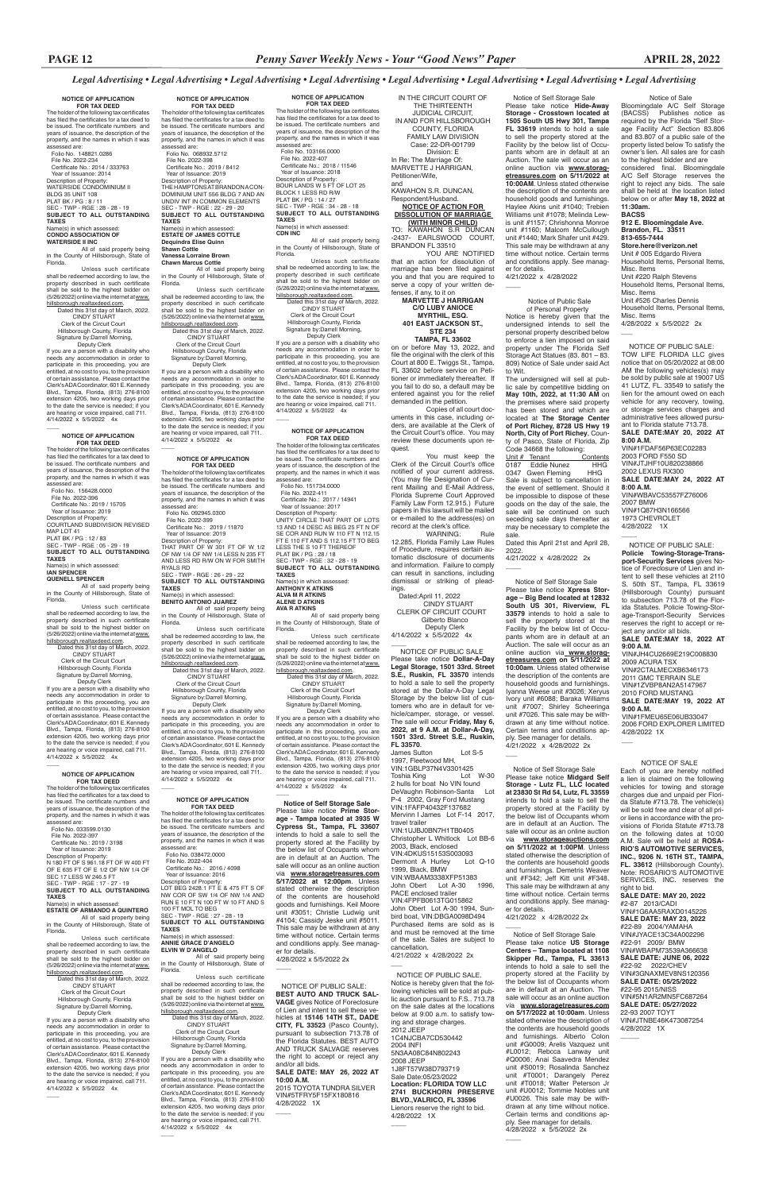*Legal Advertising • Legal Advertising • Legal Advertising • Legal Advertising • Legal Advertising • Legal Advertising • Legal Advertising • Legal Advertising*

**NOTICE OF APPLICATION FOR TAX DEED**

The holder of the following tax certificates has filed the certificates for a tax deed to be issued. The certificate numbers and years of issuance, the description of the property, and the names in which it was assessed are:

Folio No. 148821.0286
File No. 2022-234
Certificate No.: 2014 / 333763
Year of Issuance: 2014
Description of Property:
WATERSIDE CONDOMINIUM II
BLDG 35 UNIT 108
PLAT BK / PG : 8 / 11
SEC - TWP - RGE : 28 - 28 - 19

**SUBJECT TO ALL OUTSTANDING TAXES**

Name(s) in which assessed:
**CONDO ASSOCIATION OF WATERSIDE II INC**

All of said property being in the County of Hillsborough, State of Florida.

Unless such certificate shall be redeemed according to law, the property described in such certificate shall be sold to the highest bidder on (5/26/2022) online via the internet at www.hillsborough.realtaxdeed.com.

Dated this 31st day of March, 2022.
CINDY STUART
Clerk of the Circuit Court
Hillsborough County, Florida
Signature by:Darrell Morning,
Deputy Clerk

If you are a person with a disability who needs any accommodation in order to participate in this proceeding, you are entitled, at no cost to you, to the provision of certain assistance. Please contact the Clerk's ADA Coordinator, 601 E. Kennedy Blvd., Tampa, Florida, (813) 276-8100 extension 4205, two working days prior to the date the service is needed; if you are hearing or voice impaired, call 711.
4/14/2022 x 5/5/2022 4x

**NOTICE OF APPLICATION FOR TAX DEED**

The holder of the following tax certificates has filed the certificates for a tax deed to be issued. The certificate numbers and years of issuance, the description of the property, and the names in which it was assessed are:

Folio No. 156428.0000
File No. 2022-396
Certificate No.: 2019 / 15705
Year of Issuance: 2019
Description of Property:
COURTLAND SUBDIVISION REVISED MAP LOT 41
PLAT BK / PG : 12 / 83
SEC - TWP - RGE : 05 - 29 - 19

**SUBJECT TO ALL OUTSTANDING TAXES**

Name(s) in which assessed:
**IAN SPENCER**
**QUENELL SPENCER**

All of said property being in the County of Hillsborough, State of Florida.

Unless such certificate shall be redeemed according to law, the property described in such certificate shall be sold to the highest bidder on (5/26/2022) online via the internet at www.hillsborough.realtaxdeed.com.

Dated this 31st day of March, 2022.
CINDY STUART
Clerk of the Circuit Court
Hillsborough County, Florida
Signature by:Darrell Morning,
Deputy Clerk

If you are a person with a disability who needs any accommodation in order to participate in this proceeding, you are entitled, at no cost to you, to the provision of certain assistance. Please contact the Clerk's ADA Coordinator, 601 E. Kennedy Blvd., Tampa, Florida, (813) 276-8100 extension 4205, two working days prior to the date the service is needed; if you are hearing or voice impaired, call 711.
4/14/2022 x 5/5/2022 4x

**NOTICE OF APPLICATION FOR TAX DEED**

The holder of the following tax certificates has filed the certificates for a tax deed to be issued. The certificate numbers and years of issuance, the description of the property, and the names in which it was assessed are:

Folio No. 033599.0130
File No. 2022-397
Certificate No.: 2019 / 3198
Year of Issuance: 2019
Description of Property:
N 180 FT OF S 861.18 FT OF W 400 FT OF E 635 FT OF E 1/2 OF NW 1/4 OF SEC 17 LESS W 246.5 FT
SEC - TWP - RGE : 17 - 27 - 19

**SUBJECT TO ALL OUTSTANDING TAXES**

Name(s) in which assessed:
**ESTATE OF ARMANDO A QUINTERO**

All of said property being in the County of Hillsborough, State of Florida.

Unless such certificate shall be redeemed according to law, the property described in such certificate shall be sold to the highest bidder on (5/26/2022) online via the internet at www.hillsborough.realtaxdeed.com.

Dated this 31st day of March, 2022.
CINDY STUART
Clerk of the Circuit Court
Hillsborough County, Florida
Signature by:Darrell Morning,
Deputy Clerk

If you are a person with a disability who needs any accommodation in order to participate in this proceeding, you are entitled, at no cost to you, to the provision of certain assistance. Please contact the Clerk's ADA Coordinator, 601 E. Kennedy Blvd., Tampa, Florida, (813) 276-8100 extension 4205, two working days prior to the date the service is needed; if you are hearing or voice impaired, call 711.
4/14/2022 x 5/5/2022 4x

**NOTICE OF APPLICATION FOR TAX DEED**

The holder of the following tax certificates has filed the certificates for a tax deed to be issued. The certificate numbers and years of issuance, the description of the property, and the names in which it was assessed are:

Folio No. 068932.5712
File No. 2022-398
Certificate No.: 2019 / 8412
Year of Issuance: 2019
Description of Property:
THE HAMPTONS AT BRANDON A CONDOMINIUM UNIT 556 BLDG 7 AND AN UNDIV INT IN COMMON ELEMENTS
SEC - TWP - RGE : 22 - 29 - 20

**SUBJECT TO ALL OUTSTANDING TAXES**

Name(s) in which assessed:
**ESTATE OF JAMES COTTLE**
**Dequindra Elise Quinn**
**Shawn Cottle**
**Vanessa Lorraine Brown**
**Chawn Marcus Cottle**

All of said property being in the County of Hillsborough, State of Florida.

Unless such certificate shall be redeemed according to law, the property described in such certificate shall be sold to the highest bidder on (5/26/2022) online via the internet at www.hillsborough.realtaxdeed.com.

Dated this 31st day of March, 2022.
CINDY STUART
Clerk of the Circuit Court
Hillsborough County, Florida
Signature by:Darrell Morning,
Deputy Clerk

If you are a person with a disability who needs any accommodation in order to participate in this proceeding, you are entitled, at no cost to you, to the provision of certain assistance. Please contact the Clerk's ADA Coordinator, 601 E. Kennedy Blvd., Tampa, Florida, (813) 276-8100 extension 4205, two working days prior to the date the service is needed; if you are hearing or voice impaired, call 711.
4/14/2022 x 5/5/2022 4x

**NOTICE OF APPLICATION FOR TAX DEED**

The holder of the following tax certificates has filed the certificates for a tax deed to be issued. The certificate numbers and years of issuance, the description of the property, and the names in which it was assessed are:

Folio No. 092945.0300
File No. 2022-399
Certificate No.: 2019 / 11870
Year of Issuance: 2019
Description of Property:
THAT PART OF W 301 FT OF W 1/2 OF NW 1/4 OF NW 1/4 LESS N 235 FT AND LESS RD R/W ON W FOR SMITH RYALS RD
SEC - TWP - RGE : 26 - 29 - 22

**SUBJECT TO ALL OUTSTANDING TAXES**

Name(s) in which assessed:
**BENITO ANTONIO JUAREZ**

All of said property being in the County of Hillsborough, State of Florida.

Unless such certificate shall be redeemed according to law, the property described in such certificate shall be sold to the highest bidder on (5/26/2022) online via the internet at www.hillsborough.realtaxdeed.com.

Dated this 31st day of March, 2022.
CINDY STUART
Clerk of the Circuit Court
Hillsborough County, Florida
Signature by:Darrell Morning,
Deputy Clerk

If you are a person with a disability who needs any accommodation in order to participate in this proceeding, you are entitled, at no cost to you, to the provision of certain assistance. Please contact the Clerk's ADA Coordinator, 601 E. Kennedy Blvd., Tampa, Florida, (813) 276-8100 extension 4205, two working days prior to the date the service is needed; if you are hearing or voice impaired, call 711.
4/14/2022 x 5/5/2022 4x

**NOTICE OF APPLICATION FOR TAX DEED**

The holder of the following tax certificates has filed the certificates for a tax deed to be issued. The certificate numbers and years of issuance, the description of the property, and the names in which it was assessed are:

Folio No. 038472.0000
File No. 2022-404
Certificate No.: 2016 / 4098
Year of Issuance: 2016
Description of Property:
LOT BEG 2428.1 FT E & 475 FT S OF NW COR OF SW 1/4 OF NW 1/4 AND RUN E 10 FT N 100 FT W 10 FT AND S 100 FT MOL TO BEG
SEC - TWP - RGE : 27 - 28 - 19

**SUBJECT TO ALL OUTSTANDING TAXES**

Name(s) in which assessed:
**ANNIE GRACE D'ANGELO**
**ELVIN W D'ANGELO**

All of said property being in the County of Hillsborough, State of Florida.

Unless such certificate shall be redeemed according to law, the property described in such certificate shall be sold to the highest bidder on (5/26/2022) online via the internet at www.hillsborough.realtaxdeed.com.

Dated this 31st day of March, 2022.
CINDY STUART
Clerk of the Circuit Court
Hillsborough County, Florida
Signature by:Darrell Morning,
Deputy Clerk

If you are a person with a disability who needs any accommodation in order to participate in this proceeding, you are entitled, at no cost to you, to the provision of certain assistance. Please contact the Clerk's ADA Coordinator, 601 E. Kennedy Blvd., Tampa, Florida, (813) 276-8100 extension 4205, two working days prior to the date the service is needed; if you are hearing or voice impaired, call 711.
4/14/2022 x 5/5/2022 4x

**NOTICE OF APPLICATION FOR TAX DEED**

The holder of the following tax certificates has filed the certificates for a tax deed to be issued. The certificate numbers and years of issuance, the description of the property, and the names in which it was assessed are:

Folio No. 103166.0000
File No. 2022-407
Certificate No.: 2018 / 11546
Year of Issuance: 2018
Description of Property:
FOUR LANDS W 5 FT OF LOT 25 BLOCK 1 LESS RD R/W
PLAT BK / PG : 14 / 27
SEC - TWP - RGE : 34 - 28 - 18

**SUBJECT TO ALL OUTSTANDING TAXES**

Name(s) in which assessed:
**CDN INC**

All of said property being in the County of Hillsborough, State of Florida.

Unless such certificate shall be redeemed according to law, the property described in such certificate shall be sold to the highest bidder on (5/26/2022) online via the internet at www.hillsborough.realtaxdeed.com.

Dated this 31st day of March, 2022.
CINDY STUART
Clerk of the Circuit Court
Hillsborough County, Florida
Signature by:Darrell Morning,
Deputy Clerk

If you are a person with a disability who needs any accommodation in order to participate in this proceeding, you are entitled, at no cost to you, to the provision of certain assistance. Please contact the Clerk's ADA Coordinator, 601 E. Kennedy Blvd., Tampa, Florida, (813) 276-8100 extension 4205, two working days prior to the date the service is needed; if you are hearing or voice impaired, call 711.
4/14/2022 x 5/5/2022 4x

**NOTICE OF APPLICATION FOR TAX DEED**

The holder of the following tax certificates has filed the certificates for a tax deed to be issued. The certificate numbers and years of issuance, the description of the property, and the names in which it was assessed are:

Folio No. 151734.0000
File No. 2022-411
Certificate No.: 2017 / 14941
Year of Issuance: 2017
Description of Property:
UNITY CIRCLE THAT PART OF LOTS 13 AND 14 DESC AS BEG 25 FT N OF SE COR AND RUN W 110 FT N 112.15 FT E 110 FT AND S 112.15 FT TO BEG LESS THE S 10 FT THEREOF
PLAT BK / PG : 28 / 18
SEC -TWP - RGE : 32 - 28 - 19

**SUBJECT TO ALL OUTSTANDING TAXES**

Name(s) in which assessed:
**ANTHONY K ATKINS**
**ALVA M R ATKINS**
**ALENE D ATKINS**
**AVA R ATKINS**

All of said property being in the County of Hillsborough, State of Florida.

Unless such certificate shall be redeemed according to law, the property described in such certificate shall be sold to the highest bidder on (5/26/2022) online via the internet at www.hillsborough.realtaxdeed.com.

Dated this 31st day of March, 2022.
CINDY STUART
Clerk of the Circuit Court
Hillsborough County, Florida
Signature by:Darrell Morning,
Deputy Clerk

If you are a person with a disability who needs any accommodation in order to participate in this proceeding, you are entitled, at no cost to you, to the provision of certain assistance. Please contact the Clerk's ADA Coordinator, 601 E. Kennedy Blvd., Tampa, Florida, (813) 276-8100 extension 4205, two working days prior to the date the service is needed; if you are hearing or voice impaired, call 711.
4/14/2022 x 5/5/2022 4x

**Notice of Self Storage Sale**

Please take notice **Prime Storage - Tampa located at 3935 W Cypress St., Tampa, FL 33607** intends to hold a sale to sell the property stored at the Facility by the below list of Occupants whom are in default at an Auction. The sale will occur as an online auction via **www.storagetreasures.com 5/17/2022 at 12:00pm**. Unless stated otherwise the description of the contents are household goods and furnishings. Keil Moore unit #3051; Christie Ludwig unit #4104; Cassidy Jeske unit #5011. This sale may be withdrawn at any time without notice. Certain terms and conditions apply. See manager for details.
4/28/2022 x 5/5/2022 2x

NOTICE OF PUBLIC SALE: **BEST AUTO AND TRUCK SALVAGE** gives Notice of Foreclosure of Lien and intent to sell these vehicles at **15146 14TH ST., DADE CITY, FL 33523** (Pasco County), pursuant to subsection 713.78 of the Florida Statutes. BEST AUTO AND TRUCK SALVAGE reserves the right to accept or reject any and/or all bids.
**SALE DATE: MAY 26, 2022 AT 10:00 A.M.**
2015 TOYOTA TUNDRA SILVER
VIN#5TFRY5F15FX180816
4/28/2022 1X

IN THE CIRCUIT COURT OF THE THIRTEENTH JUDICIAL CIRCUIT, IN AND FOR HILLSBOROUGH COUNTY, FLORIDA
FAMILY LAW DIVISION
Case: 22-DR-001799
Division: E

In Re: The Marriage Of:
MARVETTE J HARRIGAN,
Petitioner/Wife,
and
KAWAHON S.R. DUNCAN,
Respondent/Husband.

**NOTICE OF ACTION FOR DISSOLUTION OF MARRIAGE (WITH MINOR CHILD)**

TO: KAWAHON S.R. DUNCAN -2437- EARLSWOOD COURT, BRANDON FL 33510

YOU ARE NOTIFIED that an action for dissolution of marriage has been filed against you and that you are required to serve a copy of your written defenses, if any, to it on

**MARVETTE J HARRIGAN**
**C/O LUBY ANIOCE MYRTHIL, ESQ.**
**401 EAST JACKSON ST., STE 234**
**TAMPA, FL 33602**

on or before May 13, 2022, and file the original with the clerk of this Court at 800 E. Twiggs St., Tampa, FL 33602 before service on Petitioner or immediately thereafter. If you fail to do so, a default may be entered against you for the relief demanded in the petition.

Copies of all court documents in this case, including orders, are available at the Clerk of the Circuit Court's office. You may review these documents upon request.

You must keep the Clerk of the Circuit Court's office notified of your current address. (You may file Designation of Current Mailing and E-Mail Address, Florida Supreme Court Approved Family Law Form 12.915.) Future papers in this lawsuit will be mailed or e-mailed to the address(es) on record at the clerk's office.

WARNING: Rule 12.285, Florida Family Law Rules of Procedure, requires certain automatic disclosure of documents and information. Failure to comply can result in sanctions, including dismissal or striking of pleadings.

Dated:April 11, 2022
CINDY STUART
CLERK OF CIRCUIT COURT
Gilberto Blanco
Deputy Clerk
4/14/2022 x 5/5/2022 4x

NOTICE OF PUBLIC SALE

Please take notice **Dollar-A-Day Legal Storage, 1501 33rd. Street S.E., Ruskin, FL 33570** intends to hold a sale to sell the property stored at the Dollar-A-Day Legal Storage by the below list of customers who are in default for vehicle/camper, storage, or vessel. The sale will occur **Friday, May 6, 2022, at 9 A.M. at Dollar-A-Day, 1501 33rd. Street S.E., Ruskin, FL 33570**.

James Sutton Lot S-5
1997, Fleetwood MH,
VIN:1GBLP37N4V3301425
Toshia King Lot W-30
2 hulls for boat No VIN found
DeVaughn Robinson-Santa Lot P-4 2002, Gray Ford Mustang
VIN:1FAFP40432F137682
Mervinn I James Lot F-14 2017, travel trailer
VIN:1UJBJ0BN7H1TB0405
Christopher L Whitlock Lot BB-6
2003, Black, enclosed
VIN:4DKUS15153S003093
Dermont A Hurley Lot Q-10
1999, Black, BMW
VIN:WBAAM3338XFP51383
John Obert Lot A-30 1996, PACE enclosed trailer
VIN:4FPFB0613TG015862
John Obert Lot A-30 1994, Sunbird boat, VIN:DBGA0098D494

Purchased items are sold as is and must be removed at the time of the sale. Sales are subject to cancellation.
4/21/2022 x 4/28/2022 2x

NOTICE OF PUBLIC SALE.

Notice is hereby given that the following vehicles will be sold at public auction pursuant to F.S.. 713.78 on the sale dates at the locations below at 9:00 a.m. to satisfy towing and storage charges.

2012 JEEP
1C4NJCBA7CD530442
2004 INFI
5N3AA08C84N802243
2008 JEEP
1J8FT57W38D793719
Sale Date:05/23/2022
**Location: FLORIDA TOW LLC 2741 BUCKHORN PRESERVE BLVD.,VALRICO, FL 33596**
Lienors reserve the right to bid.
4/28/2022 1X

Notice of Self Storage Sale

Please take notice **Hide-Away Storage - Crosstown located at 1505 South US Hwy 301, Tampa FL 33619** intends to hold a sale to sell the property stored at the Facility by the below list of Occupants whom are in default at an Auction. The sale will occur as an online auction via **www.storagetreasures.com on 5/11/2022 at 10:00AM**. Unless stated otherwise the description of the contents are household goods and furnishings. Haylee Akins unit #1040; Trebien Williams unit #1078; Melinda Lewis unit #1157; Chrishonna Monroe unit #1160; Malcom McCullough unit #1440; Mark Shafer unit #429. This sale may be withdrawn at any time without notice. Certain terms and conditions apply. See manager for details.
4/21/2022 x 4/28/2022

Notice of Public Sale of Personal Property

Notice is hereby given that the undersigned intends to sell the personal property described below to enforce a lien imposed on said property under The Florida Self Storage Act Statutes (83. 801 – 83. 809) Notice of Sale under said Act to Wit.

The undersigned will sell at public sale by competitive bidding on **May 10th, 2022, at 11:30 AM** on the premises where said property has been stored and which are located at **The Storage Center of Port Richey, 8728 US Hwy 19 North, City of Port Richey**, County of Pasco, State of Florida, Zip Code 34668 the following:

| Unit # | Tenant | Contents |
|---|---|---|
| 0187 | Eddie Nunez | HHG |
| 0347 | Gwen Fleming | HHG |

Sale is subject to cancellation in the event of settlement. Should it be impossible to dispose of these goods on the day of the sale, the sale will be continued on such seceding sale days thereafter as may be necessary to complete the sale.

Dated this April 21st and April 28, 2022.
4/21/2022 x 4/28/2022 2x

Notice of Self Storage Sale

Please take notice **Xpress Storage – Big Bend located at 12832 South US 301, Riverview, FL 33579** intends to hold a sale to sell the property stored at the Facility by the below list of Occupants whom are in default at an Auction. The sale will occur as an online auction via **www.storagetreasures.com on 5/11/2022 at 10:00am**. Unless stated otherwise the description of the contents are household goods and furnishings. Iyanna Weese unit #3026; Keryus Ivory unit #6088; Baraka Williams unit #7007; Shirley Scheeringa unit #7026. This sale may be withdrawn at any time without notice. Certain terms and conditions apply. See manager for details.
4/21/2022 x 4/28/2022 2x

Notice of Self Storage Sale

Please take notice **Midgard Self Storage - Lutz FL, LLC located at 23830 St Rd 54, Lutz, FL 33559** intends to hold a sale to sell the property stored at the Facility by the below list of Occupants whom are in default at an Auction. The sale will occur as an online auction via **www.storageauctions.com on 5/11/2022 at 1:00PM**. Unless stated otherwise the description of the contents are household goods and furnishings. Demetris Weaver unit #F342; Jeff Kitt unit #F348. This sale may be withdrawn at any time without notice. Certain terms and conditions apply. See manager for details.
4/21/2022 x 4/28/2022 2x

Notice of Self Storage Sale

Please take notice **US Storage Centers – Tampa located at 1108 Skipper Rd., Tampa, FL 33613** intends to hold a sale to sell the property stored at the Facility by the below list of Occupants whom are in default at an Auction. The sale will occur as an online auction via **www.storagetreasures.com on 5/17/2022 at 10:00am**. Unless stated otherwise the description of the contents are household goods and furnishings. Alberto Colon unit #G0009; Arelis Vazquez unit #L0012; Rebcca Lanway unit #Q0006; Anai Saavedra Mendez unit #S0019; Rosalinda Sanchez unit #T0001; Darangely Perez unit #T0018; Walter Peterson Jr unit #U0012; Tommie Nobles unit #U0026. This sale may be withdrawn at any time without notice. Certain terms and conditions apply. See manager for details.
4/28/2022 x 5/5/2022 2x

Notice of Sale

Bloomingdale A/C Self Storage (BACSS) Publishes notice as required by the Florida "Self Storage Facility Act" Section 83.806 and 83.807 of a public sale of the property listed below To satisfy the owner's lien. All sales are for cash to the highest bidder and are considered final. Bloomingdale A/C Self Storage reserves the right to reject any bids. The sale shall be held at the location listed below on or after **May 18, 2022 at 11:30am.**

**BACSS**
**912 E. Bloomingdale Ave.**
**Brandon, FL. 33511**
**813-655-7444**
**Store.here@verizon.net**

Unit # 005 Edgardo Rivera
Household Items, Personal Items, Misc. Items
Unit #220 Ralph Stevens
Household Items, Personal Items, Misc. Items
Unit #526 Charles Dennis
Household Items, Personal Items, Misc. Items
4/28/2022 x 5/5/2022 2x

NOTICE OF PUBLIC SALE: TOW LIFE FLORIDA LLC gives notice that on 05/20/2022 at 08:00 AM the following vehicles(s) may be sold by public sale at 19007 US 41 LUTZ, FL. 33549 to satisfy the lien for the amount owed on each vehicle for any recovery, towing, or storage services charges and administrative fees allowed pursuant to Florida statute 713.78.

**SALE DATE:MAY 20, 2022 AT 8:00 A.M.**
VIN#1FDAF56P63EC02283
2003 FORD F550 SD
VIN#JTJHF10U820238866
2002 LEXUS RX300
**SALE DATE:MAY 24, 2022 AT 8:00 A.M.**
VIN#WBAVC53557FZ76006
2007 BMW
VIN#1G87H3N166566
1973 CHEVROLET
4/28/2022 1X

NOTICE OF PUBLIC SALE: **Policie Towing-Storage-Transport-Security Services** gives Notice of Foreclosure of Lien and intent to sell these vehicles at 2110 S. 50th ST., Tampa, FL 33619 (Hillsborough County) pursuant to subsection 713.78 of the Florida Statutes. Policie Towing-Storage-Transport-Security Services reserves the right to accept or reject any and/or all bids.

**SALE DATE:MAY 18, 2022 AT 9:00 A.M.**
VIN#JH4CU2669E219C008830
2009 ACURA TSX
VIN#2CTALMEC6B6346173
2011 GMC TERRAIN SLE
VIN#1ZVBP8AN2A5147967
2010 FORD MUSTANG
**SALE DATE:MAY 19, 2022 AT 9:00 A.M.**
VIN#1FMEU65E06UB33047
2006 FORD EXPLORER LIMITED
4/28/2022 1X

NOTICE OF SALE

Each of you are hereby notified a lien is claimed on the following vehicles for towing and storage charges due and unpaid per Florida Statute #713.78. The vehicle(s) will be sold free and clear of all prior liens in accordance with the provisions of Florida Statute #713.78 on the following dates at 10:00 A.M. Sale will be held at **ROSARIO'S AUTOMOTIVE SERVICES, INC., 9206 N. 16TH ST., TAMPA, FL. 33612** (Hillsborough County). Note: ROSARIO'S AUTOMOTIVE SERVICES, INC. reserves the right to bid.

**SALE DATE: MAY 20, 2022**
#2-87 2013/CADI
VIN#1G6AA5RAXD0145226
**SALE DATE: MAY 23, 2022**
#22-89 2004/YAMAHA
VIN#JYACE13C3A4002296
#22-91 2009/ BMW
VIN#WBAPM73539A366638
**SALE DATE: JUNE 06, 2022**
#22-92 2022/CHEV
VIN#3GNAXMEV8NS120356
**SALE DATE: 05/25/2022**
#22-95 2015/NISS
VIN#5N1AR2MN5FC687264
**SALE DATE: 05/27/2022**
22-93 2007 TOYT
VIN#JTNBE46K473087254
4/28/2022 1X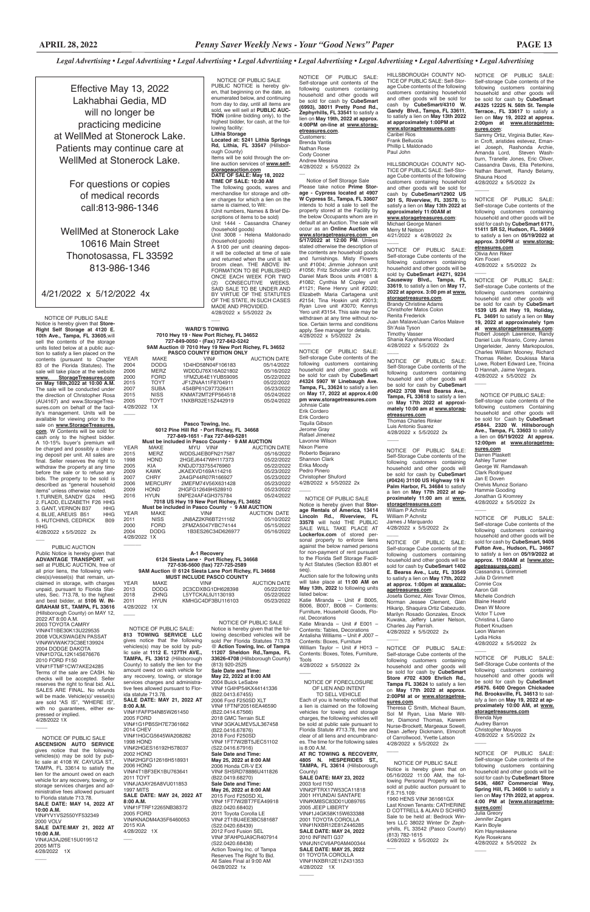*Legal Advertising • Legal Advertising • Legal Advertising • Legal Advertising • Legal Advertising • Legal Advertising • Legal Advertising • Legal Advertising*

Effective May 13, 2022
Lakhabhai Gedia, MD
will no longer be
practicing medicine
at WellMed at Stonerock Lake.
Patients may continue care at
WellMed at Stonerock Lake.

For questions or copies
of medical records
call:813-986-1346

WellMed at Stonerock Lake
10616 Main Street
Thonotosassa, FL 33592
813-986-1346

4/21/2022 x 5/12/2022 4x

NOTICE OF PUBLIC SALE

Notice is hereby given that **Store-Right Self Storage at 4120 E. 10th Ave., Tampa, FL 33605**,will sell the contents of the storage units listed below at a public auction to satisfy a lien placed on the contents (pursuant to Chapter 83 of the Florida Statutes). The sale will take place at the website **www. StorageTreasures.com on May 18th,2022 at 10:00 A.M.** The sale will be conducted under the direction of Christopher Rosa (AU4167) and www.StorageTreasures.com on behalf of the facility's management. Units will be available for viewing prior to the sale on **www.StorageTreasures.com**. W Contents will be sold for cash only to the highest bidder. A 10-15% buyer's premium will be charged and possibly a cleaning deposit per unit. All sales are final. Seller reserves the right to withdraw the property at any time before the sale or to refuse any bids. The property to be sold is described as "general household items" unless otherwise noted.

1.TURNER, SANDY G24 HHG
2. FLADD, ELIZABETH F26 HHG
3. GANT, VERNON B37 HHG
4. BLUE, AREUIS B51 HHG
5. HUTCHINS, CEDRICK B09 HHG

4/28/2022 x 5/5/2022 2x

PUBLIC AUCTION

Public Notice is hereby given that **ADVANTAGE TRANSPORT**, will sell at PUBLIC AUCTION, free of all prior liens, the following vehicle(s)/vessel(s) that remain, unclaimed in storage, with charges unpaid, pursuant to Florida Statutes, Sec. 713.78, to the highest and best bidder, at **5106 W. INGRAHAM ST., TAMPA, FL 33616** (Hillsborough County) on MAY 12, 2022 AT 8:00 A.M.

2003 TOYOTA CAMRY
VIN#4T1BE30K13U229535
2008 VOLKSWAGEN PASSAT
VIN#WVWAK73C38E139924
2004 DODGE DAKOTA
VIN#1D7GL12K14S676676
2010 FORD F150
VIN#1FTMF1CW7AKE24285

Terms of the sale are CASH. No checks will be accepted. Seller reserves the right to final bid. ALL SALES ARE FINAL. No refunds will be made. Vehicle(s)/ vessel(s) are sold "AS IS", "WHERE IS", with no guarantees, either expressed or implied.

4/28/2022 1X

NOTICE OF PUBLIC SALE

**ASCENSION AUTO SERVICE** gives notice that the following vehicles(s) may be sold by public sale at 4108 W. CAYUGA ST., TAMPA, FL 33614 to satisfy the lien for the amount owed on each vehicle for any recovery, towing, or storage services charges and administrative fees allowed pursuant to Florida statute 713.78.

**SALE DATE: MAY 14, 2022 AT 10:00 A.M.**
VIN#YV1VS2550YF532349
2000 VOLV
**SALE DATE:MAY 21, 2022 AT 10:00 A.M.**
VIN#JA3AJ26E15U019512
2005 MITS

4/28/2022 1X

NOTICE OF PUBLIC SALE

PUBLIC NOTICE is hereby given, that beginning on the date, as enumerated below, and continuing from day to day, until all items are sold, we will sell at **PUBLIC AUCTION** (online bidding only), to the highest bidder, for cash, at the following facility:

**Lithia Storage**
**Located at: 5241 Lithia Springs Rd, Lithia, FL 33547** (Hillsborough County)

Items will be sold through the online auction services of **www.selfstorageauction.com**

**DATE OF SALE: May 18, 2022**
**TIME OF SALE: 10:30 AM**

The following goods, wares and merchandise for storage and other charges for which a lien on the same is claimed, to Wit:
(Unit numbers, Names & Brief Descriptions of items to be sold)
Unit 1444 - Cassandra Chaney (household goods)
Unit 3008 - Helena Maldonado (household goods)

A $100 per unit cleaning deposit will be collected at time of sale and returned when the unit is left broom clean. THE ABOVE INFORMATION TO BE PUBLISHED ONCE EACH WEEK FOR TWO (2) CONSECUTIVE WEEKS. SAID SALE TO BE UNDER AND BY VIRTUE OF THE STATUTES OF THE STATE, IN SUCH CASES MADE AND PROVIDED.

4/28/2022 x 5/5/2022 2x

**WARD'S TOWING**
**7010 Hwy 19 • New Port Richey, FL 34652**
**727-849-0050 • (Fax) 727-842-5242**
**9AM Auction @ 7010 Hwy 19 New Port Richey, FL 34652**
**PASCO COUNTY EDITION ONLY**

| YEAR | MAKE | VIN# | AUCTION DATE |
|---|---|---|---|
| 2004 | DODG | 1D4HD58N04F106183 | 05/14/2022 |
| 2006 | MERZ | WDDDJ76X16A021802 | 05/16/2022 |
| 2000 | FORD | 1FMZU64E1YUB59095 | 05/22/2022 |
| 2015 | TOYT | JF1ZNAA11F8704911 | 05/22/2022 |
| 2007 | SUBA | 4S4BP61C977326411 | 05/23/2022 |
| 2015 | NISS | KNMAT2MT2FP564518 | 05/24/2022 |
| 2005 | TOYT | 1NXBR32E15Z442919 | 05/24/2022 |

4/28/2022 1X

**Pasco Towing, Inc.**
**6012 Pine Hill Rd • Port Richey, FL 34668**
**727-849-1651 • Fax 727-849-5281**
**Must be included in Pasco County • 9 AM AUCTION**

| YEAR | MAKE | MYU VIN# | AUCTION DATE |
|---|---|---|---|
| 2015 | MERZ | WDDSJ4EB0FN217587 | 05/16/2022 |
| 1998 | HOND | 2HGEJ6447WH117373 | 05/22/2022 |
| 2005 | KIA | KNDJD733755476960 | 05/22/2022 |
| 2009 | KAWK | JKAEXVD169A114216 | 05/23/2022 |
| 2007 | CHRY | 2A4GP44R07R166977 | 05/23/2022 |
| 2006 | MERCURY | 2MEFM74V56X631428 | 05/23/2022 |
| 2009 | HOND | 2HGFG12649H528910 | 05/23/2022 |
| 2016 | HYUN | 5NPE24AF4GH375784 | 05/24/2022 |

**7018 US Hwy 19 New Port Richey, FL 34652**
**Must be included in Pasco County • 9 AM AUCTION**

| YEAR | MAKE | VIN# | AUCTION DATE |
|---|---|---|---|
| 2011 | NISS | JN8AZ2KR6BT211162 | 05/10/2022 |
| 2000 | FORD | 2FMZA5047YBC74144 | 05/15/2022 |
| 2004 | DODG | 1B3ES26C34D626977 | 05/16/2022 |

4/28/2022 1X

**A-1 Recovery**
**6124 Siesta Lane • Port Richey, FL 34668**
**727-536-5600 (fax) 727-725-2589**
**9AM Auction @ 6124 Siesta Lane Port Richey, FL 34668**
**MUST INCLUDE PASCO COUNTY**

| YEAR | MAKE | VIN# | AUCTION DATE |
|---|---|---|---|
| 2013 | DODG | 2C3CDXBG1DH628398 | 05/22/2022 |
| 2018 | ZHNG | L5YTCKAL9J1130193 | 05/22/2022 |
| 2011 | HYUN | KMHGC4DF3BU116103 | 05/23/2022 |

4/28/2022 1X

NOTICE OF PUBLIC SALE:

**813 TOWING SERVICE LLC** gives notice that the following vehicles(s) may be sold by public sale at **1112 E. 127TH AVE., TAMPA, FL 33612** (Hillsborough County) to satisfy the lien for the amount owed on each vehicle for any recovery, towing, or storage services charges and administrative fees allowed pursuant to Florida statute 713.78.

**SALE DATE: MAY 21, 2022 AT 8:00 A.M.**
VIN#1FAFP34N85W261450
2005 FORD
VIN#1G1PB5SH7E7361662
2014 CHEV
VIN#1HGCG5645WA208282
1998 HOND
VIN#2HGES16192H578037
2002 HOND
VIN#2HGFG12616H518931
2006 HOND
VIN#4T1BF3EK1BU763641
2011 TOYT
VIN#JA3AY26A8VU011853
1997 MITS
**SALE DATE: MAY 24, 2022 AT 8:00 A.M.**
VIN#1FTRF12265NB38372
2005 FORD
VIN#KNADM4A35F6460053
2015 KIA

4/28/2022 1X

NOTICE OF PUBLIC SALE

Notice is hereby given that the following described vehicles will be sold Per Florida Statutes 713.78 **@ Action Towing, Inc. of Tampa 11207 Sheldon Rd.,Tampa, FL 33626-4708** (Hillsborough County) (813) 920-2525

**Sale Date and Time:**
**May 22, 2022 at 8:00 AM**
2004 Buick LeSabre
VIN# 1G4HP54KX44141336
(B22.0413.67455)
2006 Ford F250SD XLT
VIN# 1FTNF20516EA46590
(B22.0414.67566)
2018 GMC Terrain SLE
VIN# 3GKALMEV5JL367458
(B22.0416.67876)
2018 Ford F250SD
VIN# 1FT7W2BT5JEC51102
(S22.0416.67916)
**Sale Date and Time:**
**May 25, 2022 at 8:00 AM**
2006 Honda CR-V EX
VIN# SHSRD78886U411826
(B22.0419.68270)
**Sale Date and Time:**
**May 26, 2022 at 8:00 AM**
2015 Ford F250SD XL
VIN# 1FT7W2BT7FEA49918
(B22.0420.68402)
2011 Toyota Corolla LE
VIN# 2T1BU4EE3BC581687
(S22.0420.68439)
2012 Ford Fusion SEL
VIN# 3FAHP0JA9CR407914
(S22.0420.68438)

Action Towing Inc. of Tampa Reserves The Right To Bid.
All Sales Final at 9:00 AM

04/28/2022 1x

NOTICE OF PUBLIC SALE:

Self-storage unit contents of the following customers containing household and other goods will be sold for cash by **CubeSmart (6993), 38011 Pretty Pond Rd., Zephyrhills, FL 33541** to satisfy a lien on **May 19th, 2022 at approx. 4:00PM on-line at www.storagetreasures.com**.

Customers:
Brenda Yantis
Nathan Rose
Cody Cooner
Andrew Messina

4/28/2022 x 5/5/2022 2x

Notice of Self Storage Sale

Please take notice **Prime Storage - Cypress located at 4907 W Cypress St., Tampa, FL 33607** intends to hold a sale to sell the property stored at the Facility by the below Occupants whom are in default at an Auction. The sale will occur as an **Online Auction via www.storagetreasures.com on 5/17/2022 at 12:00 PM**. Unless stated otherwise the description of the contents are household goods and furnishings. Misty Flowers unit #1004; Jimmie Johnson unit #1056; Fritz Schroder unit #1073; Daniel Mark Boos units #1081 & #1082; Cynthia M Copley unit #1121; Rene Henry unit #2020; Elizabeth Maria Cartagena unit #2154; Tina Hoskin unit #3013; Ryan Love unit #3070; Kennys Yero unit #3154. This sale may be withdrawn at any time without notice. Certain terms and conditions apply. See manager for details.

4/28/2022 x 5/5/2022 2x

NOTICE OF PUBLIC SALE:

Self-storage Cube contents of the following customers containing household and other goods will be sold for cash by **CubeSmart #4324 5907 W Linebaugh Ave, Tampa, FL, 33624** to satisfy a lien on **May 17, 2022 at approx.4:00 pm www.storagetreasures.com**

Johnsie Cate
Erik Cordero
Erik Cordero
Tiquila Gibson
Jerome Gray
Rafael Jimenez
Lavonne Wilson
Nixon Pierre
Roberto Bejarano
Shannon Clark
Erika Moody
Pedro Pinero
Christopher Shuford

4/28/2022 x 5/5/2022 2x

NOTICE OF PUBLIC SALE

Notice is hereby given that **Storage Rentals of America, 13414 Lincoln Rd., Riverview, FL 33578** will hold THE PUBLIC SALE WILL TAKE PLACE AT **LockerFox.com** of stored personal property to enforce liens against the below named persons for non-payment of rent pursuant to the Florida Self Storage Facility Act Statutes (Section 83.801 et seq).

Auction sale for the following units will take place at **11:00 AM on May 13th, 2022** to following units listed below:

Katie Miranda – Unit # B005, B006, B007, B008 – Contents: Furniture, Household Goods, Floral, Decorations
Katie Miranda – Unit # E001 – Contents: Tables, Decorations
Antalisha Williams – Unit # J007 – Contents: Boxes, Furniture
William Taylor – Unit # H013 – Contents: Boxes, Totes, Furniture, Tools

4/28/2022 x 5/5/2022 2x

NOTICE OF FORECLOSURE OF LIEN AND INTENT TO SELL VEHICLE

Each of you is hereby notified that a lien is claimed on the following vehicles for towing and storage charges, the following vehicles will be sold at public sale pursuant to Florida Statute #713.78, free and clear of all liens and encumbrances. The time for the following sales is 8:00 A.M.

**AT RC TOWING & RECOVERY, 4805 N. HESPERIDES ST., TAMPA, FL 33614** (Hillsborough County)

**SALE DATE: MAY 23, 2022**
2003 ford f150
VIN#2FTRX17W53CA11818
2001 HYUNDAI SANTAFE
VIN#KM8SC83D01U089765
2005 JEEP LIBERTY
VIN#1J4GK58K15W633388
2001 TOYOTA COROLLA
VIN#1NXBR12E81Z446285
**SALE DATE: MAY 24, 2022**
2010 INFINITI G37
VIN#JN1CV6AP0AM400344
**SALE DATE: MAY 25, 2022**
01 TOYOTA COROLLA
VIN#1NXBR12E11Z431353

4/28/2022 1X

HILLSBOROUGH COUNTY NOTICE OF PUBLIC SALE: Self-Storage Cube contents of the following customers containing household and other goods will be sold for cash by **CubeSmart/4310 W. Gandy Blvd., Tampa, FL 33611**, to satisfy a lien on **May 13th 2022 at approximately 1:00PM at www.storagetreasures.com**:

Caribel Rios
Frank Belluccia
Phillip L Maldonado
Paul John

HILLSBOROUGH COUNTY NOTICE OF PUBLIC SALE: Self-Storage Cube contents of the following customers containing household and other goods will be sold for cash by **CubeSmart/12902 US 301 S, Riverview, FL 33578**, to satisfy a lien on **May 13th 2022 at approximately 11:00AM at www.storagetreasures.com**:

Michael George Maneri
Merry M Nelson

4/21/2022 x 4/28/2022 2x

NOTICE OF PUBLIC SALE:

Self-storage Cube contents of the following customers containing household and other goods will be sold by **CubeSmart #4271, 9234 Causeway Blvd., Tampa, FL 33619**, to satisfy a lien on **May 17, 2022 at approx. 3:00 pm at www.storagetreasures.com**.

Brandy Christine Adams
Christhofer Matos Colon
Renita Frederick
Juan Malave/Juan Carlos Malave
Sh'Asia Tyson
Timothy Vasser
Shania Kayshawna Woodard

4/28/2022 x 5/5/2022 2x

NOTICE OF PUBLIC SALE:

Self-Storage Cube contents of the following customers containing household and other goods will be sold for cash by **CubeSmart #0422 3708 West Bearss Ave., Tampa, FL 33618** to satisfy a lien on **May 17th 2022 at approximately 10:00 am at www.storagetreasures.com**.

Thomas Charles Rinker
Luis Antonio Suarez

4/28/2022 x 5/5/2022 2x

NOTICE OF PUBLIC SALE:

Self-Storage Cube contents of the following customers containing household and other goods will be sold for cash by **CubeSmart (#0424) 31100 US Highway 19 N Palm Harbor, FL 34684** to satisfy a lien on **May 17th 2022 at approximately 11:00 am at www.storagetreasures.com**

William P Achnitz
William P Achnitz
James J Marquardo

4/28/2022 x 5/5/2022 2x

NOTICE OF PUBLIC SALE:

Self-storage Cube contents of the following customers containing household and other goods will be sold for cash by **CubeSmart 1402 E. Bearss Ave., Lutz, FL 33549** to satisfy a lien on **May 17th, 2022 at approx. 1:00pm at www.storagetreasures.com**:

Josefa Gomez, Alex Tovar Olmos, Norman Jessee Clement, Glen Hikarip, Shaquira Ortiz Cabezudo, Marilyn Rosado Gonzales, Enock Kuwaka, Jeffery Lanier Nelson, Charles Jay Parrish.

4/28/2022 x 5/5/2022 2x

NOTICE OF PUBLIC SALE:

Self-storage Cube contents of the following customers containing household and other goods will be sold for cash by **CubeSmart Store #702 4309 Ehrlich Rd., Tampa FL 33624** to satisfy a lien on **May 17th 2022 at approx. 2:00PM at or www.storagetreasures.com**.

Theresa C Smith, Micheal Baum, Sol M Ryan, Lisa Marie Witter, Diamond Thomas, Kareem Nurse-Brockett, Margeaux Sowell, Dean Jeffery Dickmann, Elmcroft of Carrollwood, Yvette Latson

4/28/2022 x 5/5/2022 2x

NOTICE OF PUBLIC SALE

Notice is hereby given that on 05/16/2022 11:00 AM, the following Personal Property will be sold at public auction pursuant to F.S.715.109:

1960 HENS VIN# 361661GX
Last Known Tenants: CATHERINE D COTTRELL & ALAN D SCHIRO
Sale to be held at: Bedrock Winters LLC 38022 Winter Dr Zephyrhills, FL 33542 (Pasco County) (813) 782-1615

4/28/2022 x 5/5/2022 2x

NOTICE OF PUBLIC SALE:

Self-storage Cube contents of the following customers containing household and other goods will be sold for cash by **CubeSmart #4325 12225 N. 56th St. Temple Terrace., FL 33617** to satisfy a lien on **May 19, 2022 at approx. 2:00pm at www.storagetreasures.com**:

Sammy Ortiz, Virginia Butler, Kevin Croft, aristides estevez, Emaniel Joseph, Rashonda Archie, Amanda Lord, Steven Washburn, Tranelle Jones, Eric Oliver, Cassandra Davis, Ella Peterkins, Nathan Barnett, Randy Belamy, Shauna Hood

4/28/2022 x 5/5/2022 2x

NOTICE OF PUBLIC SALE:

Self-storage Cube contents of the following customers containing household and other goods will be sold for cash by **CubeSmart 6171, 11411 SR 52, Hudson, FL. 34669** to satisfy a lien on **05/19/2022 at approx. 3:00PM at www.storagetreasures.com**

Ann Riker
Kim Foceri

4/28/2022 x 5/5/2022 2x

NOTICE OF PUBLIC SALE:

Self-storage Cube contents of the following customers containing household and other goods will be sold for cash by **CubeSmart 1539 US Alt Hwy 19, Holiday, FL 34691** to satisfy a lien on **May 19, 2022 at approximately 1pm at www.storagetreasures.com**:

Robert Joseph Lawrence, Randy Daniel Luis Rosario, Corey James Ungerleider, Jenny Markopoulos, Charles William Mooney, Richard Thomas Reiter, Doukissa Maria Lowe, Robert Edward Lee, Tricina D Hannah, Jaime Vergara.

4/28/2022 x 5/5/2022 2x

NOTICE OF PUBLIC SALE:

Self-storage Cube contents of the following customers containing household and other goods will be sold for Cash by **CubeSmart #5844, 2320 W. Hillsborough Ave., Tampa, FL 33603** to satisfy a lien on **05/19/2022 At approx. 12:00pm at www.storagetreasures.com**

Darren Plaskett
Ashley Turner
George W. Ramdawah
Clark Rodriguez
Jan E Doven
Onelvis Munoz Soriano
Hammie Gooding
Jonathan G Kromrey

4/28/2022 x 5/5/2022 2x

NOTICE OF PUBLIC SALE:

Self-storage Cube contents of the following customers containing household and other goods will be sold for cash by **CubeSmart, 9406 Fulton Ave., Hudson, FL. 34667** to satisfy a lien on **05/19/2022 at approx. 11:00AM at [www.storagetreasures.com]**.

Cassandra L Grimmett
Julia D Grimmett
Connie Cox
Aaron Gill
Michele Condrich
Blaine Hearld
Dean W Moore
Victor T Love
Christina L Gano
Robert Knudsen
Leon Warren
Lydia Hicks

4/28/2022 x 5/5/2022 2x

NOTICE OF PUBLIC SALE:

Self-Storage Cube contents of the following customers containing household and other goods will be sold for cash by **CubeSmart #5676, 6490 Oregon Chickadee Rd. Brooksville, FL 34613** to satisfy a lien on **May 19, 2022 at approximately 10:00 AM, at www.storagetreasures.com**

Brenda Nye
Audrey Barron
Christopher Mouyos

4/28/2022 x 5/5/2022 2x

NOTICE OF PUBLIC SALE:

Self-storage Cube contents of the following customers containing household and other goods will be sold for cash by **CubeSmart Store 5436, 4867 Commercial Way, Spring Hill, FL 34606** to satisfy a lien on **May 17th 2022, at approx. 4:00 PM at [www.storagetreasures.com]**

Julia Greory
Jennifer Zagars
Karin Boyle
Kim Hayneskeene
Kyle Rosekrans

4/28/2022 x 5/5/2022 2x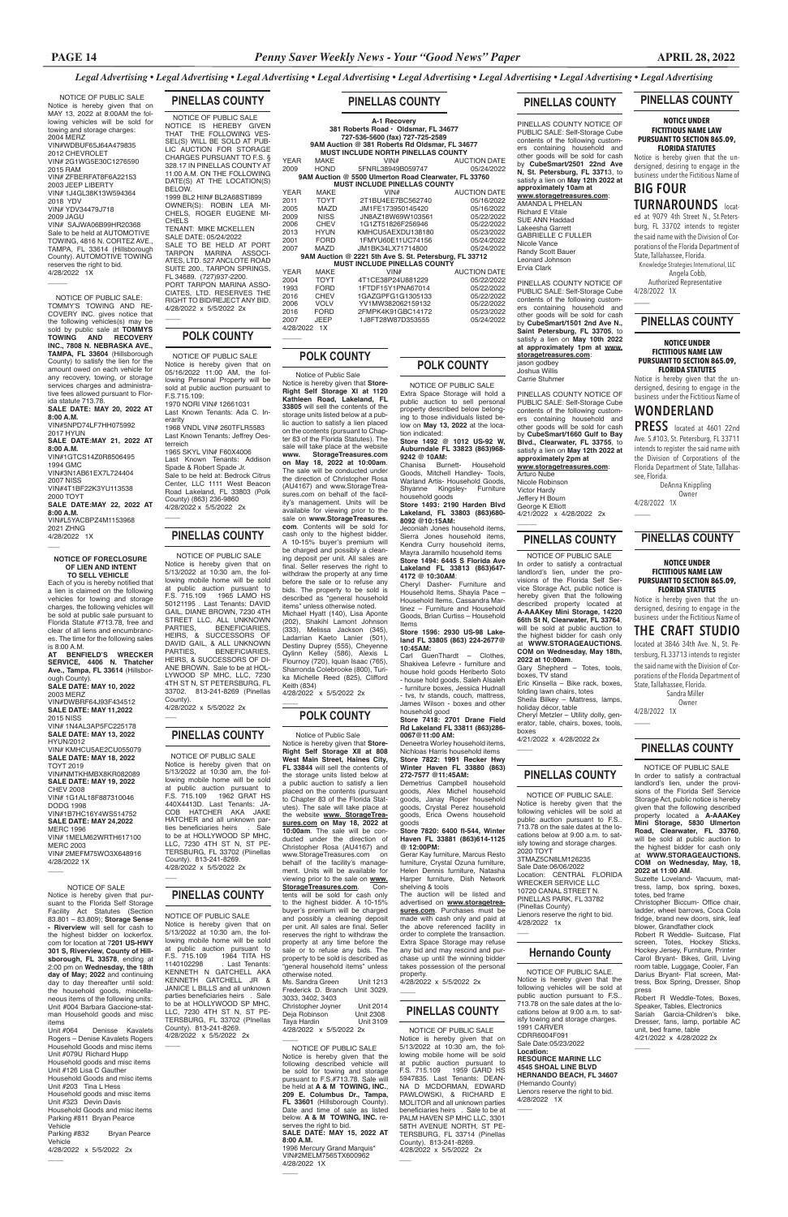*Legal Advertising • Legal Advertising • Legal Advertising • Legal Advertising • Legal Advertising • Legal Advertising • Legal Advertising • Legal Advertising*

NOTICE OF PUBLIC SALE
Notice is hereby given that on MAY 13, 2022 at 8:00AM the following vehicles will be sold for towing and storage charges:
2004 MERZ
VIN#WDBUF65J64A479835
2012 CHEVROLET
VIN# 2G1WG5E30C1276590
2015 RAM
VIN# ZFBERFAT8F6A22153
2003 JEEP LIBERTY
VIN# 1J4GL38K13W594364
2018 YDV
VIN# YDV34479J718
2009 JAGU
VIN# SAJWA06B99HR20368
Sale to be held at AUTOMOTIVE TOWING, 4816 N. CORTEZ AVE., TAMPA, FL 33614 (Hillsborough County). AUTOMOTIVE TOWING reserves the right to bid.
4/28/2022 1X

NOTICE OF PUBLIC SALE: TOMMY'S TOWING AND RECOVERY INC. gives notice that the following vehicle(s) may be sold by public sale at **TOMMYS TOWING AND RECOVERY INC., 7808 N. NEBRASKA AVE., TAMPA, FL 33604** (Hillsborough County) to satisfy the lien for the amount owed on each vehicle for any recovery, towing, or storage services charges and administrative fees allowed pursuant to Florida statute 713.78.
**SALE DATE: MAY 20, 2022 AT 8:00 A.M.**
VIN#5NPD74LF7HH075992
2017 HYUN
**SALE DATE:MAY 21, 2022 AT 8:00 A.M.**
VIN#1GTCS14Z0R8506495
1994 GMC
VIN#3N1AB61EX7L724404
2007 NISS
VIN#4T1BF22K3YU113538
2000 TOYT
**SALE DATE:MAY 22, 2022 AT 8:00 A.M.**
VIN#L5YACBPZ4M1153968
2021 ZHNG
4/28/2022 1X

**NOTICE OF FORECLOSURE OF LIEN AND INTENT TO SELL VEHICLE**
Each of you is hereby notified that a lien is claimed on the following vehicles for towing and storage charges, the following vehicles will be sold at public sale pursuant to Florida Statute #713.78, free and clear of all liens and encumbrances. The time for the following sales is 8:00 A.M.
**AT BENFIELD'S WRECKER SERVICE, 4406 N. Thatcher Ave., Tampa, FL 33614** (Hillsborough County).
**SALE DATE: MAY 10, 2022**
2003 MERZ
VIN#DWBRF64J93F434512
**SALE DATE: MAY 11,2022**
2015 NISS
VIN# 1N4AL3AP5FC225178
**SALE DATE: MAY 13, 2022**
HYUN/2012
VIN# KMHCU5AE2CU055079
**SALE DATE: MAY 18, 2022**
TOYT 2019
VIN#NMTKHMBX8KR082089
**SALE DATE: MAY 19, 2022**
CHEV 2008
VIN# 1G1AL18F887310046
DODG 1998
VIN#1B7HC16Y4WS514752
**SALE DATE: MAY 24,2022**
MERC 1996
VIN# 1MELM62WRTH617100
MERC 2003
VIN# 2MEFM75WO3X648916
4/28/2022 1X

NOTICE OF SALE
Notice is hereby given that pursuant to the Florida Self Storage Facility Act Statutes (Section 83.801 – 83.809); **Storage Sense - Riverview** will sell for cash to the highest bidder on lockerfox.com for location at **7201 US-HWY 301 S, Riverview, County of Hillsborough, FL 33578**, ending at 2:00 pm on **Wednesday, the 18th day of May; 2022** and continuing day to day thereafter until sold: the household goods, miscellaneous items of the following units:
Unit #004 Barbara Gaccione-statman Household goods and misc items
Unit #064 Denisse Kavalets Rogers – Denise Kavalets Rogers Household Goods and misc items
Unit #079U Richard Hupp Household goods and misc items
Unit #126 Lisa C Gauther Household Goods and misc items
Unit #203 Tina L Hess Household goods and misc items
Unit #323 Devin Davis Household Goods and misc items
Parking #811 Bryan Pearce Vehicle
Parking #832 Bryan Pearce Vehicle
4/28/2022 x 5/5/2022 2x

## PINELLAS COUNTY

NOTICE OF PUBLIC SALE
NOTICE IS HEREBY GIVEN THAT THE FOLLOWING VESSEL(S) WILL BE SOLD AT PUBLIC AUCTION FOR STORAGE CHARGES PURSUANT TO F.S. § 328.17 IN PINELLAS COUNTY AT 11:00 A.M. ON THE FOLLOWING DATE(S) AT THE LOCATION(S) BELOW.
1999 BL2 HIN#BL2A68STI899
OWNER(S): ROBIN LEA MICHELS, ROGER EUGENE MICHELS
TENANT: MIKE MCKELLEN
SALE DATE: 05/24/2022
SALE TO BE HELD AT PORT TARPON MARINA ASSOCIATES, LTD. 527 ANCLOTE ROAD SUITE 200., TARPON SPRINGS, FL 34689. (727)937-2200.
PORT TARPON MARINA ASSOCIATES, LTD. RESERVES THE RIGHT TO BID/REJECT ANY BID.
4/28/2022 x 5/5/2022 2x

## POLK COUNTY

NOTICE OF PUBLIC SALE
Notice is hereby given that on 05/16/2022 11:00 AM, the following Personal Property will be sold at public auction pursuant to F.S.715.109:
1970 NORI VIN# 12661031
Last Known Tenants: Ada C. Inerarity
1968 VNDL VIN# 260TFLR5583
Last Known Tenants: Jeffrey Oesterreich
1965 SKYL VIN# F60X4006
Last Known Tenants: Addison Spade & Robert Spade Jr.
Sale to be held at: Bedrock Citrus Center, LLC 1111 West Beacon Road Lakeland, FL 33803 (Polk County) (863) 236-9860
4/28/2022 x 5/5/2022 2x

## PINELLAS COUNTY

NOTICE OF PUBLIC SALE
Notice is hereby given that on 5/13/2022 at 10:30 am, the following mobile home will be sold at public auction pursuant to F.S. 715.109 1965 LAMO HS 50121195 . Last Tenants: DAVID GAIL, DIANE BROWN, 7230 4TH STREET LLC, ALL UNKNOWN PARTIES, BENEFICIARIES, HEIRS, & SUCCESSORS OF DAVID GAIL, & ALL UNKNOWN PARTIES, BENEFICIARIES, HEIRS, & SUCCESSORS OF DIANE BROWN. Sale to be at HOLLYWOOD SP MHC, LLC, 7230 4TH ST N, ST PETERSBURG, FL 33702. 813-241-8269 (Pinellas County).
4/28/2022 x 5/5/2022 2x

## PINELLAS COUNTY

NOTICE OF PUBLIC SALE
Notice is hereby given that on 5/13/2022 at 10:30 am, the following mobile home will be sold at public auction pursuant to F.S. 715.109 1962 GRAT HS 4404411D. Last Tenants: JACOB HATCHER AKA JAKE HATCHER and all unknown parties beneficiaries heirs . Sale to be at HOLLYWOOD SP MHC, LLC, 7230 4TH ST N, ST PETERSBURG, FL 33702 (Pinellas County). 813-241-8269.
4/28/2022 x 5/5/2022 2x

## PINELLAS COUNTY

NOTICE OF PUBLIC SALE
Notice is hereby given that on 5/13/2022 at 10:30 am, the following mobile home will be sold at public auction pursuant to F.S. 715.109 1964 TITA HS 1140102298 . Last Tenants: KENNETH N GATCHELL AKA KENNETH GATCHELL JR & JANICE L BILLS and all unknown parties beneficiaries heirs . Sale to be at HOLLYWOOD SP MHC, LLC, 7230 4TH ST N, ST PETERSBURG, FL 33702 (Pinellas County). 813-241-8269.
4/28/2022 x 5/5/2022 2x

## PINELLAS COUNTY

**A-1 Recovery**
**381 Roberts Road • Oldsmar, FL 34677**
**727-536-5600 (fax) 727-725-2589**
**9AM Auction @ 381 Roberts Rd Oldsmar, FL 34677**
**MUST INCLUDE NORTH PINELLAS COUNTY**

| YEAR | MAKE | VIN# | AUCTION DATE |
|---|---|---|---|
| 2009 | HOND | 5FNRL38949B059747 | 05/24/2022 |

**9AM Auction @ 5500 Ulmerton Road Clearwater, FL 33760**
**MUST INCLUDE PINELLAS COUNTY**

| YEAR | MAKE | VIN# | AUCTION DATE |
|---|---|---|---|
| 2011 | TOYT | 2T1BU4EE7BC562740 | 05/16/2022 |
| 2005 | MAZD | JM1FE173950145420 | 05/16/2022 |
| 2009 | NISS | JN8AZ18W69W103561 | 05/22/2022 |
| 2006 | CHEV | 1G1ZT51826F256946 | 05/22/2022 |
| 2013 | HYUN | KMHCU5AEXDU138180 | 05/23/2022 |
| 2001 | FORD | 1FMYU60E11UC74156 | 05/24/2022 |
| 2007 | MAZD | JM1BK34LX71714800 | 05/24/2022 |

**9AM Auction @ 2221 5th Ave S. St. Petersburg, FL 33712**
**MUST INCLUDE PINELLAS COUNTY**

| YEAR | MAKE | VIN# | AUCTION DATE |
|---|---|---|---|
| 2004 | TOYT | 4T1CE38P24U881229 | 05/22/2022 |
| 1993 | FORD | 1FTDF15Y1PNA67014 | 05/22/2022 |
| 2016 | CHEV | 1GAZGPFG1G1305133 | 05/22/2022 |
| 2006 | VOLV | YV1MW382062159132 | 05/22/2022 |
| 2016 | FORD | 2FMPK4K91GBC14172 | 05/23/2022 |
| 2007 | JEEP | 1J8FT28W87D353555 | 05/24/2022 |

4/28/2022 1X

## POLK COUNTY

Notice of Public Sale
Notice is hereby given that **Store-Right Self Storage XI at 1120 Kathleen Road, Lakeland, FL 33805** will sell the contents of the storage units listed below at a public auction to satisfy a lien placed on the contents (pursuant to Chapter 83 of the Florida Statutes). The sale will take place at the website **www. StorageTreasures.com on May 18, 2022 at 10:00am**. The sale will be conducted under the direction of Christopher Rosa (AU4167) and www.StorageTreasures.com on behalf of the facility's management. Units will be available for viewing prior to the sale on **www.StorageTreasures.com**. Contents will be sold for cash only to the highest bidder. A 10-15% buyer's premium will be charged and possibly a cleaning deposit per unit. All sales are final. Seller reserves the right to withdraw the property at any time before the sale or to refuse any bids. The property to be sold is described as "general household items" unless otherwise noted. Michael Hyatt (140), Lisa Aponte (202), Shakihl Lamont Johnson (333), Melissa Jackson (345), Ladarrian Kaeto Lanier (501), Destiny Duprey (555), Cheyenne Gylinn Kelley (586), Alexis L Flournoy (720), Iquan Isaac (765), Sharronda Colebrooke (800), Turika Michelle Reed (825), Clifford Keith (834)
4/28/2022 x 5/5/2022 2x

## POLK COUNTY

Notice of Public Sale
Notice is hereby given that **Store-Right Self Storage XII at 808 West Main Street, Haines City, FL 33844** will sell the contents of the storage units listed below at a public auction to satisfy a lien placed on the contents (pursuant to Chapter 83 of the Florida Statutes). The sale will take place at the website **www. StorageTreasures.com on May 18, 2022 at 10:00am**. The sale will be conducted under the direction of Christopher Rosa (AU4167) and www.StorageTreasures.com on behalf of the facility's management. Units will be available for viewing prior to the sale on **www. StorageTreasures.com**. Contents will be sold for cash only to the highest bidder. A 10-15% buyer's premium will be charged and possibly a cleaning deposit per unit. All sales are final. Seller reserves the right to withdraw the property at any time before the sale or to refuse any bids. The property to be sold is described as "general household items" unless otherwise noted.
Ms. Sandra Green Unit 1213
Frederick D. Branch Unit 3029, 3033, 3402, 3403
Christopher Joyner Unit 2014
Deja Robinson Unit 2308
Taya Hardin Unit 3109
4/28/2022 x 5/5/2022 2x

NOTICE OF PUBLIC SALE
Notice is hereby given that the following described vehicle will be sold for towing and storage pursuant to F.S.#713.78. Sale will be held at **A & M TOWING, INC., 209 E. Columbus Dr., Tampa, FL 33601** (Hillsborough County). Date and time of sale as listed below. **A & M TOWING, INC.** reserves the right to bid.
**SALE DATE: MAY 15, 2022 AT 8:00 A.M.**
1996 Mercury Grand Marquis*
VIN#2MELM7565TX600962
4/28/2022 1X

## POLK COUNTY

NOTICE OF PUBLIC SALE
Extra Space Storage will hold a public auction to sell personal property described below belonging to those individuals listed below on **May 13, 2022** at the location indicated:
**Store 1492 @ 1012 US-92 W, Auburndale FL 33823 (863)968-9242 @ 10AM:**
Chanisa Burnett- Household Goods, Mitchell Handley- Tools, Warland Artis- Household Goods, Shyanne Kingsley- Furniture household goods
**Store 1493: 2190 Harden Blvd Lakeland, FL 33803 (863)680-8092 @10:15AM:**
Jeconiah Jones household items, Sierra Jones household items, Kendra Curry household items, Mayra Jaramillo household items
**Store 1494: 6445 S Florida Ave Lakeland FL 33813 (863)647-4172 @ 10:30AM:**
Cheryl Dasher- Furniture and Household Items, Shayla Pace – Household Items, Cassandra Martinez – Furniture and Household Goods, Brian Curtiss – Household Items
**Store 1596: 2930 US-98 Lakeland FL 33805 (863) 224-2677@ 10:45AM:**
Carl GuenThardt – Clothes, Shakivea Lefevre - furniture and house hold goods Heriberto Soto - house hold goods, Saleh Alsaleh - furniture boxes, Jessica Hudnall - tvs, tv stands, couch, mattress, James Wilson - boxes and other household good
**Store 7418: 2701 Drane Field Rd Lakeland FL 33811 (863)286-0067@11:00 AM:**
Deneetra Worley household items, Nicholas Harris household items
**Store 7822: 1991 Recker Hwy Winter Haven FL 33880 (863) 272-7577 @11:45AM:**
Demetrius Campbell household goods, Alex Michel household goods, Janay Roper household goods, Crystal Perez household goods, Erica Owens household goods
**Store 7820: 6400 fl-544, Winter Haven FL 33881 (863)614-1125 @ 12:00PM:**
Gerar Kay furniture, Marcus Resto furniture, Crystal Ozuna furniture, Helen Dennis furniture, Natasha Harper furniture, Dish Network shelving & tools
The auction will be listed and advertised on **www.storagetreasures.com**. Purchases must be made with cash only and paid at the above referenced facility in order to complete the transaction. Extra Space Storage may refuse any bid and may rescind and purchase up until the winning bidder takes possession of the personal property.
4/28/2022 x 5/5/2022 2x

## PINELLAS COUNTY

NOTICE OF PUBLIC SALE
Notice is hereby given that on 5/13/2022 at 10:30 am, the following mobile home will be sold at public auction pursuant to F.S. 715.109 1959 GARD HS 5947835. Last Tenants: DEANNA D MCDORMAN, EDWARD PAWLOWSKI, & RICHARD E MOLITOR and all unknown parties beneficiaries heirs . Sale to be at PALM HAVEN SP MHC LLC, 3301 58TH AVENUE NORTH, ST PETERSBURG, FL 33714 (Pinellas County). 813-241-8269.
4/28/2022 x 5/5/2022 2x

## PINELLAS COUNTY

PINELLAS COUNTY NOTICE OF PUBLIC SALE: Self-Storage Cube contents of the following customers containing household and other goods will be sold for cash by **CubeSmart/2501 22nd Ave N, St. Petersburg, FL 33713**, to satisfy a lien on **May 12th 2022 at approximately 10am at www.storagetreasures.com**:
AMANDA L PHELAN
Richard E Vitale
SUE ANN Haddad
Lakeesha Garrett
GABRIELLE C FULLER
Nicole Vance
Randy Scott Bauer
Leonard Johnson
Ervia Clark

PINELLAS COUNTY NOTICE OF PUBLIC SALE: Self-Storage Cube contents of the following customers containing household and other goods will be sold for cash by **CubeSmart/1501 2nd Ave N., Saint Petersburg, FL 33705**, to satisfy a lien on **May 10th 2022 at approximately 1pm at www.storagetreasures.com**:
jason godbey
Joshua Willis
Carrie Stuhmer

PINELLAS COUNTY NOTICE OF PUBLIC SALE: Self-Storage Cube contents of the following customers containing household and other goods will be sold for cash by **CubeSmart/1660 Gulf to Bay Blvd., Clearwater, FL 33755**, to satisfy a lien on **May 12th 2022 at approximately 2pm at www.storagetreasures.com**:
Arturo Nube
Nicole Robinson
Victor Hardy
Jeffery H Bourn
George K Elliott
4/21/2022 x 4/28/2022 2x

## PINELLAS COUNTY

NOTICE OF PUBLIC SALE
In order to satisfy a contractual landlord's lien, under the provisions of the Florida Self Service Storage Act, public notice is hereby given that the following described property located at **A-AAAKey Mini Storage, 14220 66th St N, Clearwater, FL 33764**, will be sold at public auction to the highest bidder for cash only at **WWW.STORAGEAUCTIONS.COM on Wednesday, May 18th, 2022 at 10:00am**.
Gary Shepherd – Totes, tools, boxes, TV stand
Eric Kinsella – Bike rack, boxes, folding lawn chairs, totes
Sheila Bilkey – Mattress, lamps, holiday décor, table
Cheryl Metzler – Utility dolly, generator, table, chairs, boxes, tools, boxes
4/21/2022 x 4/28/2022 2x

## PINELLAS COUNTY

NOTICE OF PUBLIC SALE.
Notice is hereby given that the following vehicles will be sold at public auction pursuant to F.S.. 713.78 on the sale dates at the locations below at 9:00 a.m. to satisfy towing and storage charges.
2020 TOYT
3TMAZ5CN8LM126235
Sale Date:06/06/2022
Location: CENTRAL FLORIDA WRECKER SERVICE LLC
10720 CANAL STREET N.
PINELLAS PARK, FL 33782
(Pinellas County)
Lienors reserve the right to bid.
4/28/2022 1x

## Hernando County

NOTICE OF PUBLIC SALE.
Notice is hereby given that the following vehicles will be sold at public auction pursuant to F.S.. 713.78 on the sale dates at the locations below at 9:00 a.m. to satisfy towing and storage charges.
1991 CARVER
CDRR6004F091
Sale Date:05/23/2022
**Location:**
**RESOURCE MARINE LLC**
**4545 SHOAL LINE BLVD**
**HERNANDO BEACH, FL 34607**
(Hernando County)
Lienors reserve the right to bid.
4/28/2022 1X

## PINELLAS COUNTY

**NOTICE UNDER FICTITIOUS NAME LAW PURSUANT TO SECTION 865.09, FLORIDA STATUTES**
Notice is hereby given that the undersigned, desiring to engage in the business under the Fictitious Name of

**BIG FOUR TURNAROUNDS** located at 9079 4th Street N., St.Petersburg, FL 33702 intends to register the said name with the Division of Corporations of the Florida Department of State, Tallahassee, Florida.
Knowledge Strategies International, LLC
Angela Cobb,
Authorized Representative
4/28/2022 1X

## PINELLAS COUNTY

**NOTICE UNDER FICTITIOUS NAME LAW PURSUANT TO SECTION 865.09, FLORIDA STATUTES**
Notice is hereby given that the undersigned, desiring to engage in the business under the Fictitious Name of

**WONDERLAND PRESS** located at 4601 22nd Ave. S.#103, St. Petersburg, FL 33711 intends to register the said name with the Division of Corporations of the Florida Department of State, Tallahassee, Florida.
DeAnna Knippling
Owner
4/28/2022 1X

## PINELLAS COUNTY

**NOTICE UNDER FICTITIOUS NAME LAW PURSUANT TO SECTION 865.09, FLORIDA STATUTES**
Notice is hereby given that the undersigned, desiring to engage in the business under the Fictitious Name of

**THE CRAFT STUDIO** located at 3846 34th Ave. N., St. Petersburg, FL 33713 intends to register the said name with the Division of Corporations of the Florida Department of State, Tallahassee, Florida.
Sandra Miller
Owner
4/28/2022 1X

## PINELLAS COUNTY

NOTICE OF PUBLIC SALE
In order to satisfy a contractual landlord's lien, under the provisions of the Florida Self Service Storage Act, public notice is hereby given that the following described property located at **A-AAAKey Mini Storage, 5830 Ulmerton Road, Clearwater, FL 33760**, will be sold at public auction to the highest bidder for cash only at **WWW.STORAGEAUCTIONS.COM on Wednesday, May 18, 2022 at 11:00 AM**.
Suzette Loveland- Vacuum, mattress, lamp, box spring, boxes, totes, bed frame
Christopher Biccum- Office chair, ladder, wheel barrows, Coca Cola fridge, brand new doors, sink, leaf blower, Grandfather clock
Robert R Weddle- Suitcase, Flat screen, Totes, Hockey Sticks, Hockey Jersey, Furniture, Printer
Carol Bryant- Bikes, Grill, Living room table, Luggage, Cooler, Fan
Darius Bryant- Flat screen, Mattress, Box Spring, Dresser, Shop press
Robert R Weddle-Totes, Boxes, Speaker, Tables, Electronics
Sariah Garcia-Children's bike, Dresser, fans, lamp, portable AC unit, bed frame, table
4/21/2022 x 4/28/2022 2x